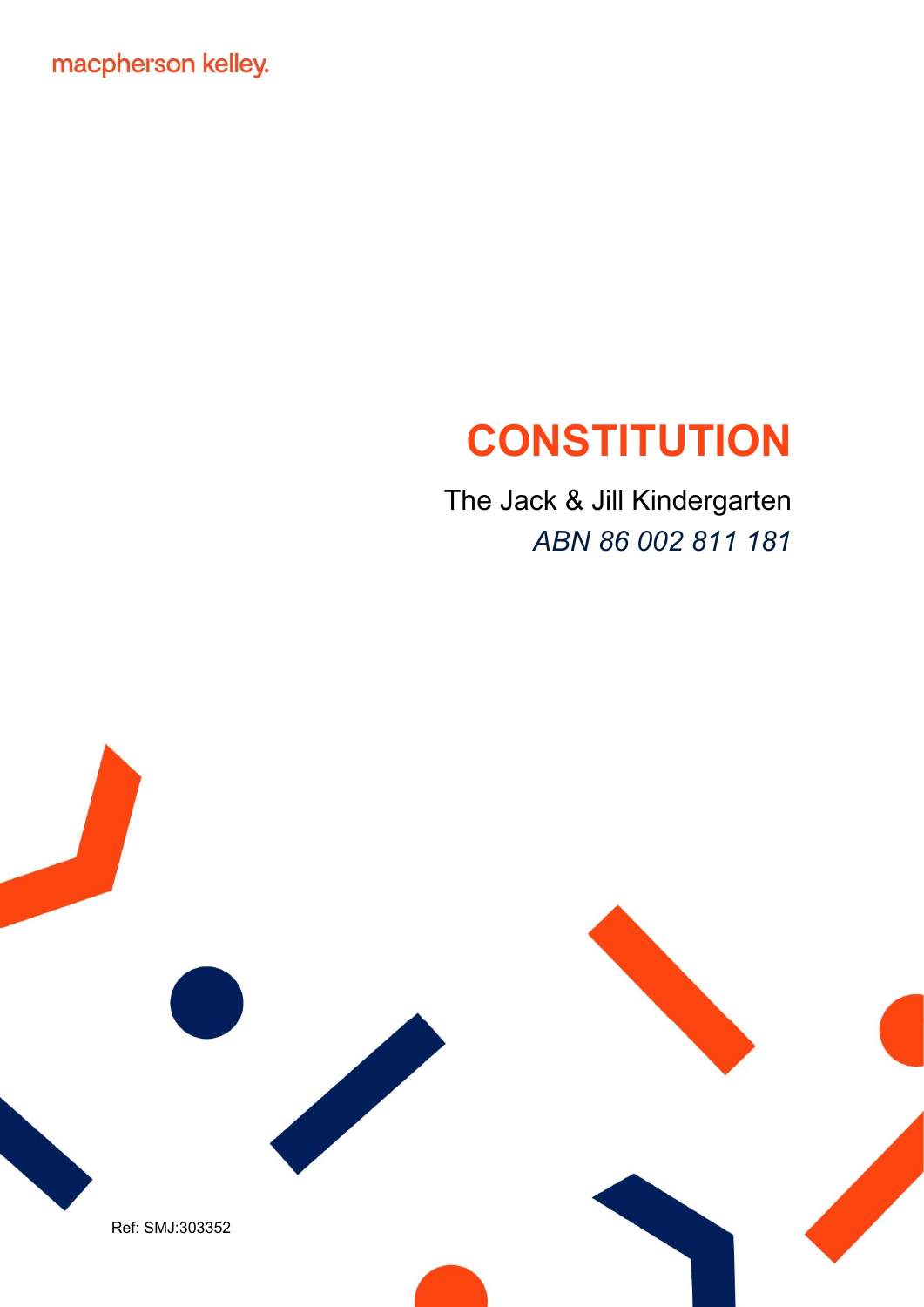macpherson kelley.

# CONSTITUTION

The Jack & Jill Kindergarten

*ABN 86 002 811 181*

Ref: SMJ:303352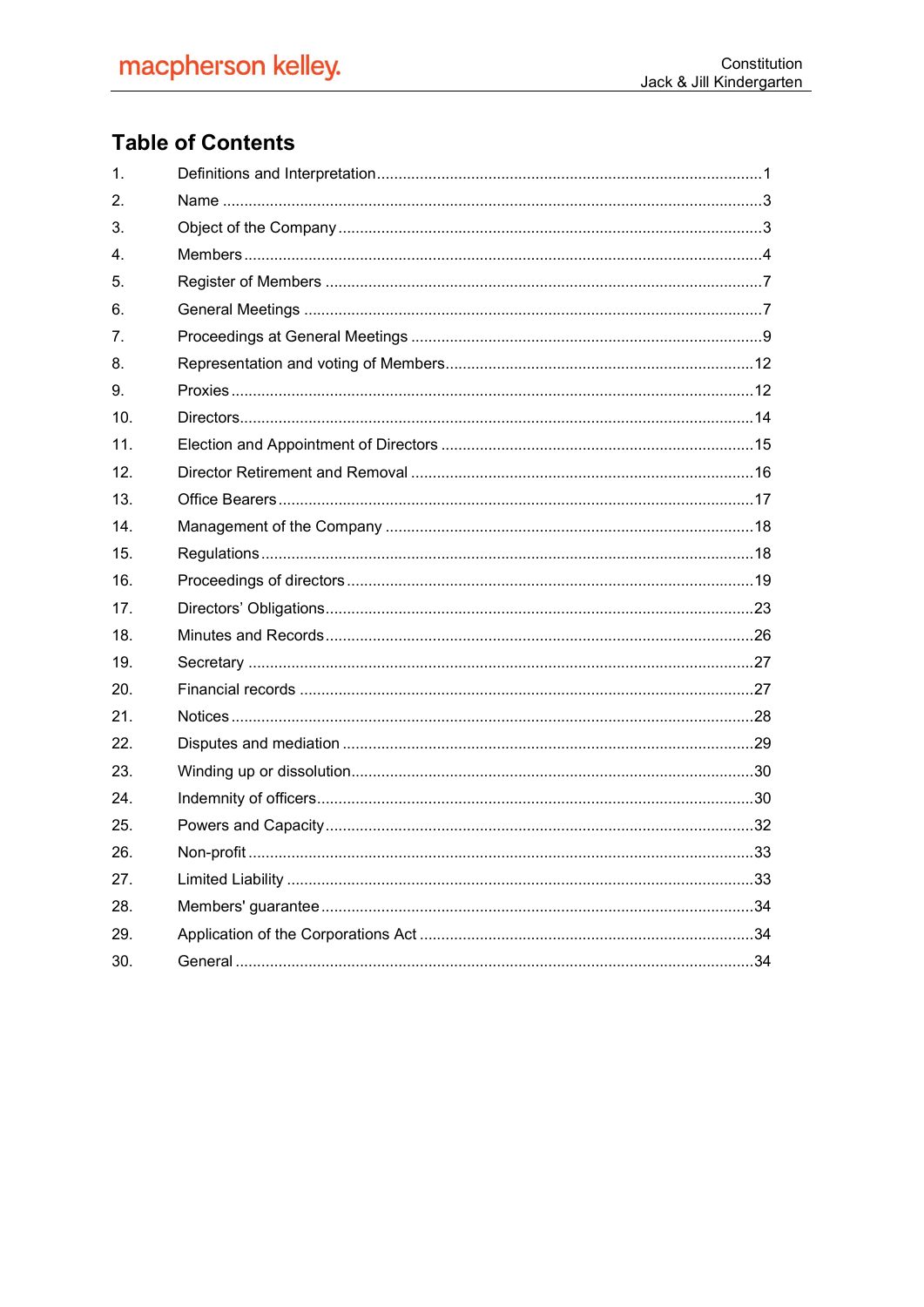## Table of Contents

| | | |
|---|---|---|
| 1. | Definitions and Interpretation | 1 |
| 2. | Name | 3 |
| 3. | Object of the Company | 3 |
| 4. | Members | 4 |
| 5. | Register of Members | 7 |
| 6. | General Meetings | 7 |
| 7. | Proceedings at General Meetings | 9 |
| 8. | Representation and voting of Members | 12 |
| 9. | Proxies | 12 |
| 10. | Directors | 14 |
| 11. | Election and Appointment of Directors | 15 |
| 12. | Director Retirement and Removal | 16 |
| 13. | Office Bearers | 17 |
| 14. | Management of the Company | 18 |
| 15. | Regulations | 18 |
| 16. | Proceedings of directors | 19 |
| 17. | Directors' Obligations | 23 |
| 18. | Minutes and Records | 26 |
| 19. | Secretary | 27 |
| 20. | Financial records | 27 |
| 21. | Notices | 28 |
| 22. | Disputes and mediation | 29 |
| 23. | Winding up or dissolution | 30 |
| 24. | Indemnity of officers | 30 |
| 25. | Powers and Capacity | 32 |
| 26. | Non-profit | 33 |
| 27. | Limited Liability | 33 |
| 28. | Members' guarantee | 34 |
| 29. | Application of the Corporations Act | 34 |
| 30. | General | 34 |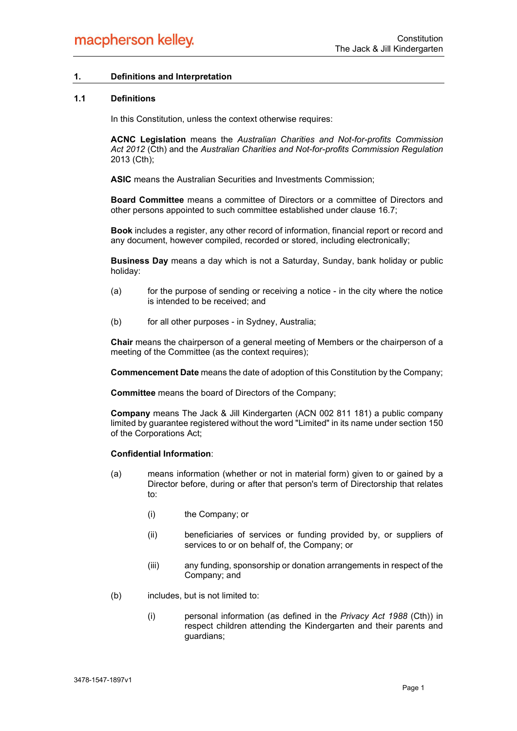## 1. Definitions and Interpretation

### 1.1 Definitions

In this Constitution, unless the context otherwise requires:

**ACNC Legislation** means the *Australian Charities and Not-for-profits Commission Act 2012* (Cth) and the *Australian Charities and Not-for-profits Commission Regulation* 2013 (Cth);

**ASIC** means the Australian Securities and Investments Commission;

**Board Committee** means a committee of Directors or a committee of Directors and other persons appointed to such committee established under clause 16.7;

**Book** includes a register, any other record of information, financial report or record and any document, however compiled, recorded or stored, including electronically;

**Business Day** means a day which is not a Saturday, Sunday, bank holiday or public holiday:

(a) for the purpose of sending or receiving a notice - in the city where the notice is intended to be received; and

(b) for all other purposes - in Sydney, Australia;

**Chair** means the chairperson of a general meeting of Members or the chairperson of a meeting of the Committee (as the context requires);

**Commencement Date** means the date of adoption of this Constitution by the Company;

**Committee** means the board of Directors of the Company;

**Company** means The Jack & Jill Kindergarten (ACN 002 811 181) a public company limited by guarantee registered without the word "Limited" in its name under section 150 of the Corporations Act;

**Confidential Information**:

(a) means information (whether or not in material form) given to or gained by a Director before, during or after that person's term of Directorship that relates to:

(i) the Company; or

(ii) beneficiaries of services or funding provided by, or suppliers of services to or on behalf of, the Company; or

(iii) any funding, sponsorship or donation arrangements in respect of the Company; and

(b) includes, but is not limited to:

(i) personal information (as defined in the *Privacy Act 1988* (Cth)) in respect children attending the Kindergarten and their parents and guardians;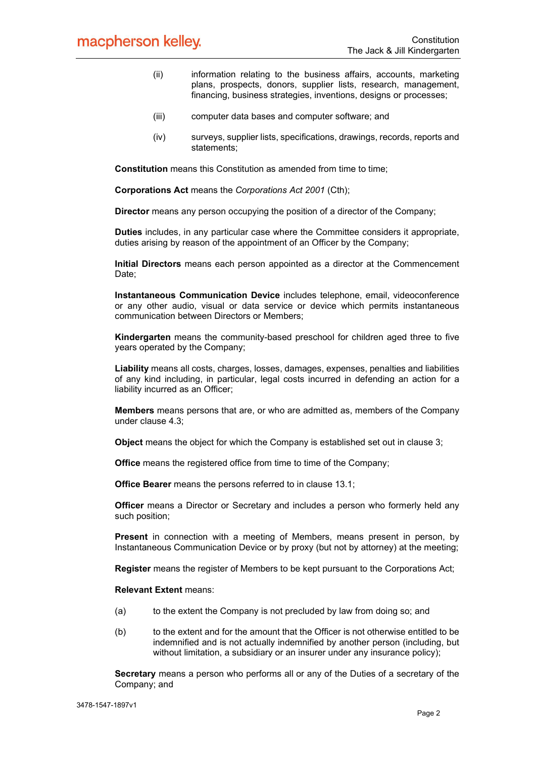(ii) information relating to the business affairs, accounts, marketing plans, prospects, donors, supplier lists, research, management, financing, business strategies, inventions, designs or processes;

(iii) computer data bases and computer software; and

(iv) surveys, supplier lists, specifications, drawings, records, reports and statements;

**Constitution** means this Constitution as amended from time to time;

**Corporations Act** means the *Corporations Act 2001* (Cth);

**Director** means any person occupying the position of a director of the Company;

**Duties** includes, in any particular case where the Committee considers it appropriate, duties arising by reason of the appointment of an Officer by the Company;

**Initial Directors** means each person appointed as a director at the Commencement Date;

**Instantaneous Communication Device** includes telephone, email, videoconference or any other audio, visual or data service or device which permits instantaneous communication between Directors or Members;

**Kindergarten** means the community-based preschool for children aged three to five years operated by the Company;

**Liability** means all costs, charges, losses, damages, expenses, penalties and liabilities of any kind including, in particular, legal costs incurred in defending an action for a liability incurred as an Officer;

**Members** means persons that are, or who are admitted as, members of the Company under clause 4.3;

**Object** means the object for which the Company is established set out in clause 3;

**Office** means the registered office from time to time of the Company;

**Office Bearer** means the persons referred to in clause 13.1;

**Officer** means a Director or Secretary and includes a person who formerly held any such position;

**Present** in connection with a meeting of Members, means present in person, by Instantaneous Communication Device or by proxy (but not by attorney) at the meeting;

**Register** means the register of Members to be kept pursuant to the Corporations Act;

**Relevant Extent** means:

(a) to the extent the Company is not precluded by law from doing so; and

(b) to the extent and for the amount that the Officer is not otherwise entitled to be indemnified and is not actually indemnified by another person (including, but without limitation, a subsidiary or an insurer under any insurance policy);

**Secretary** means a person who performs all or any of the Duties of a secretary of the Company; and

3478-1547-1897v1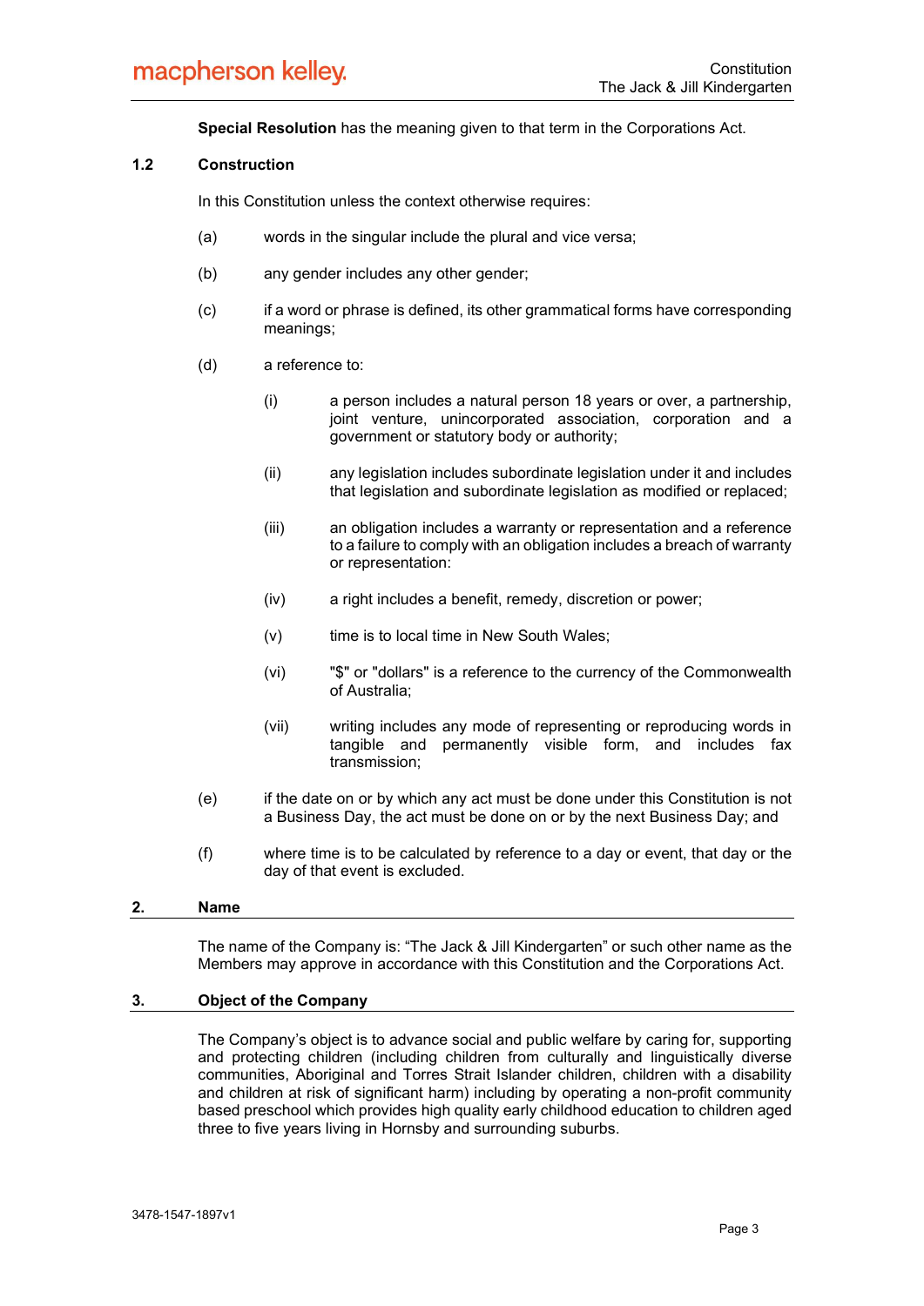**Special Resolution** has the meaning given to that term in the Corporations Act.

### 1.2 Construction

In this Constitution unless the context otherwise requires:

(a) words in the singular include the plural and vice versa;

(b) any gender includes any other gender;

(c) if a word or phrase is defined, its other grammatical forms have corresponding meanings;

(d) a reference to:

  (i) a person includes a natural person 18 years or over, a partnership, joint venture, unincorporated association, corporation and a government or statutory body or authority;

  (ii) any legislation includes subordinate legislation under it and includes that legislation and subordinate legislation as modified or replaced;

  (iii) an obligation includes a warranty or representation and a reference to a failure to comply with an obligation includes a breach of warranty or representation:

  (iv) a right includes a benefit, remedy, discretion or power;

  (v) time is to local time in New South Wales;

  (vi) "$" or "dollars" is a reference to the currency of the Commonwealth of Australia;

  (vii) writing includes any mode of representing or reproducing words in tangible and permanently visible form, and includes fax transmission;

(e) if the date on or by which any act must be done under this Constitution is not a Business Day, the act must be done on or by the next Business Day; and

(f) where time is to be calculated by reference to a day or event, that day or the day of that event is excluded.

## 2. Name

The name of the Company is: "The Jack & Jill Kindergarten" or such other name as the Members may approve in accordance with this Constitution and the Corporations Act.

## 3. Object of the Company

The Company's object is to advance social and public welfare by caring for, supporting and protecting children (including children from culturally and linguistically diverse communities, Aboriginal and Torres Strait Islander children, children with a disability and children at risk of significant harm) including by operating a non-profit community based preschool which provides high quality early childhood education to children aged three to five years living in Hornsby and surrounding suburbs.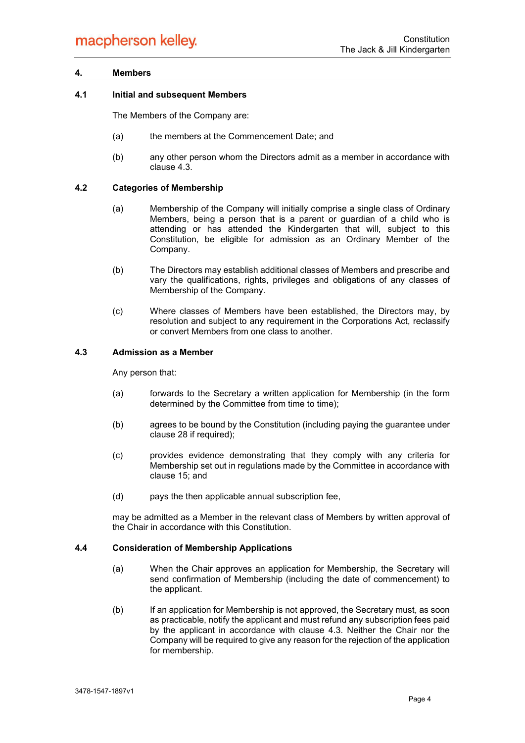## 4. Members

### 4.1 Initial and subsequent Members

The Members of the Company are:

(a) the members at the Commencement Date; and

(b) any other person whom the Directors admit as a member in accordance with clause 4.3.

### 4.2 Categories of Membership

(a) Membership of the Company will initially comprise a single class of Ordinary Members, being a person that is a parent or guardian of a child who is attending or has attended the Kindergarten that will, subject to this Constitution, be eligible for admission as an Ordinary Member of the Company.

(b) The Directors may establish additional classes of Members and prescribe and vary the qualifications, rights, privileges and obligations of any classes of Membership of the Company.

(c) Where classes of Members have been established, the Directors may, by resolution and subject to any requirement in the Corporations Act, reclassify or convert Members from one class to another.

### 4.3 Admission as a Member

Any person that:

(a) forwards to the Secretary a written application for Membership (in the form determined by the Committee from time to time);

(b) agrees to be bound by the Constitution (including paying the guarantee under clause 28 if required);

(c) provides evidence demonstrating that they comply with any criteria for Membership set out in regulations made by the Committee in accordance with clause 15; and

(d) pays the then applicable annual subscription fee,

may be admitted as a Member in the relevant class of Members by written approval of the Chair in accordance with this Constitution.

### 4.4 Consideration of Membership Applications

(a) When the Chair approves an application for Membership, the Secretary will send confirmation of Membership (including the date of commencement) to the applicant.

(b) If an application for Membership is not approved, the Secretary must, as soon as practicable, notify the applicant and must refund any subscription fees paid by the applicant in accordance with clause 4.3. Neither the Chair nor the Company will be required to give any reason for the rejection of the application for membership.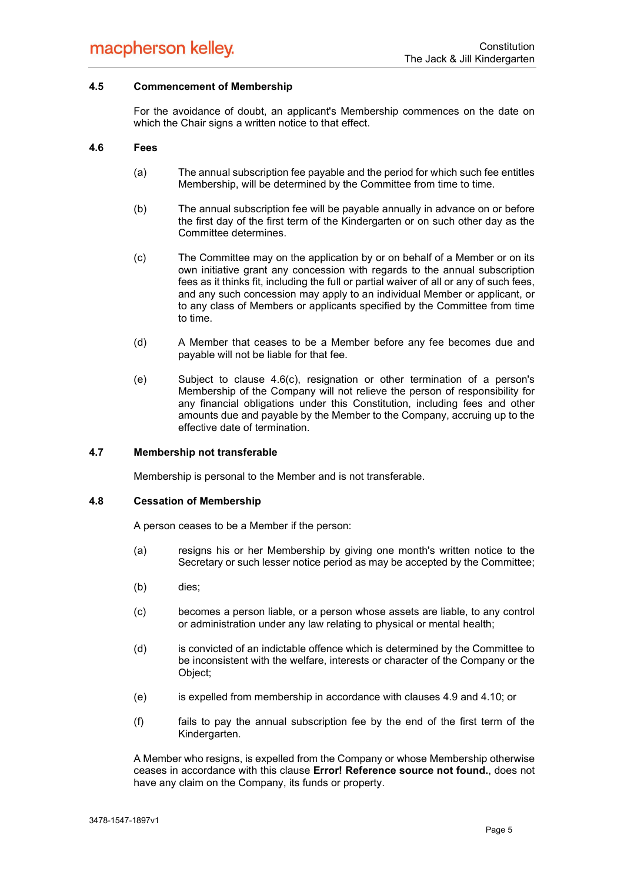### 4.5 Commencement of Membership

For the avoidance of doubt, an applicant's Membership commences on the date on which the Chair signs a written notice to that effect.

### 4.6 Fees

(a) The annual subscription fee payable and the period for which such fee entitles Membership, will be determined by the Committee from time to time.

(b) The annual subscription fee will be payable annually in advance on or before the first day of the first term of the Kindergarten or on such other day as the Committee determines.

(c) The Committee may on the application by or on behalf of a Member or on its own initiative grant any concession with regards to the annual subscription fees as it thinks fit, including the full or partial waiver of all or any of such fees, and any such concession may apply to an individual Member or applicant, or to any class of Members or applicants specified by the Committee from time to time.

(d) A Member that ceases to be a Member before any fee becomes due and payable will not be liable for that fee.

(e) Subject to clause 4.6(c), resignation or other termination of a person's Membership of the Company will not relieve the person of responsibility for any financial obligations under this Constitution, including fees and other amounts due and payable by the Member to the Company, accruing up to the effective date of termination.

### 4.7 Membership not transferable

Membership is personal to the Member and is not transferable.

### 4.8 Cessation of Membership

A person ceases to be a Member if the person:

(a) resigns his or her Membership by giving one month's written notice to the Secretary or such lesser notice period as may be accepted by the Committee;

(b) dies;

(c) becomes a person liable, or a person whose assets are liable, to any control or administration under any law relating to physical or mental health;

(d) is convicted of an indictable offence which is determined by the Committee to be inconsistent with the welfare, interests or character of the Company or the Object;

(e) is expelled from membership in accordance with clauses 4.9 and 4.10; or

(f) fails to pay the annual subscription fee by the end of the first term of the Kindergarten.

A Member who resigns, is expelled from the Company or whose Membership otherwise ceases in accordance with this clause **Error! Reference source not found.**, does not have any claim on the Company, its funds or property.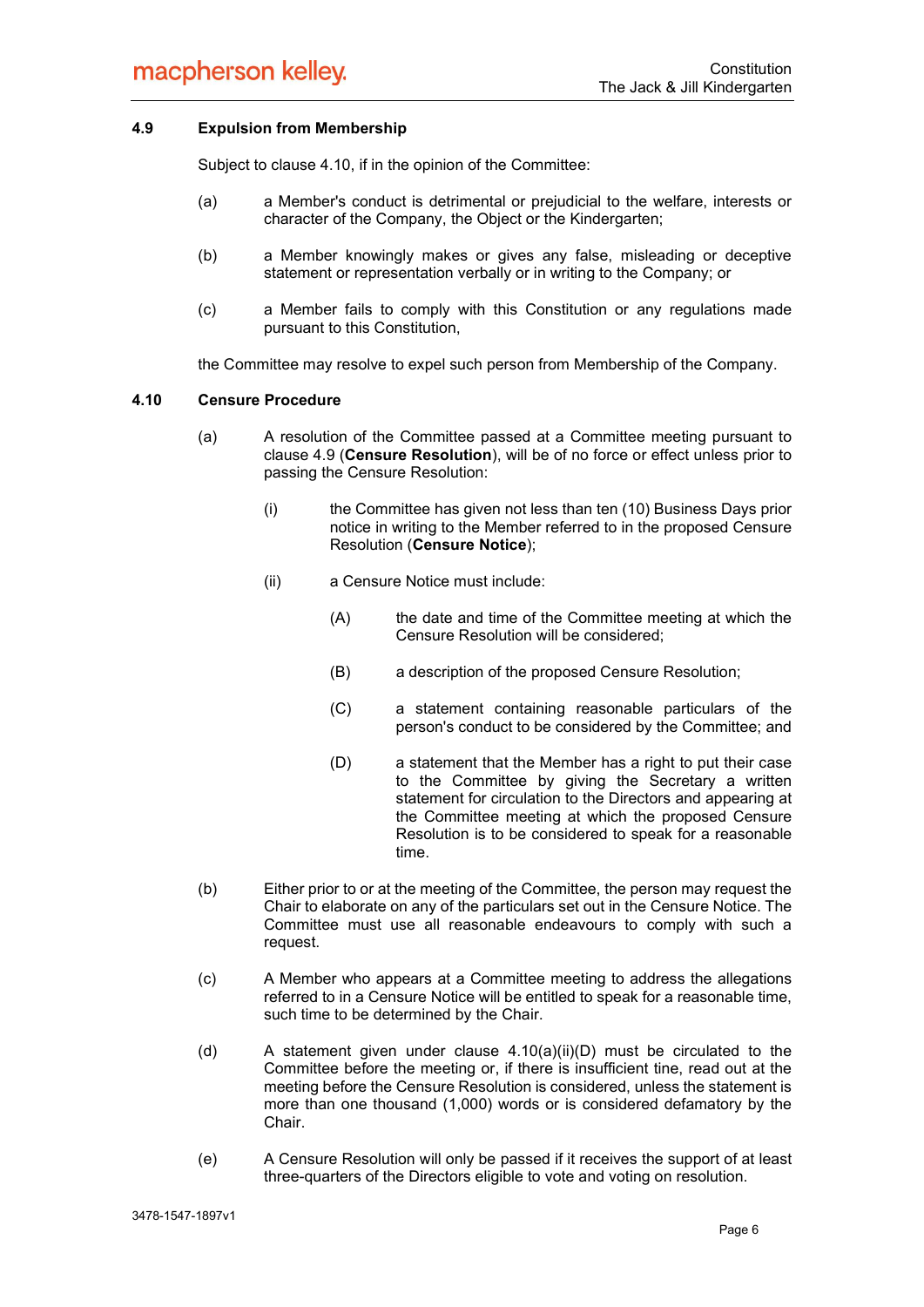### 4.9 Expulsion from Membership

Subject to clause 4.10, if in the opinion of the Committee:

(a) a Member's conduct is detrimental or prejudicial to the welfare, interests or character of the Company, the Object or the Kindergarten;

(b) a Member knowingly makes or gives any false, misleading or deceptive statement or representation verbally or in writing to the Company; or

(c) a Member fails to comply with this Constitution or any regulations made pursuant to this Constitution,

the Committee may resolve to expel such person from Membership of the Company.

### 4.10 Censure Procedure

(a) A resolution of the Committee passed at a Committee meeting pursuant to clause 4.9 (**Censure Resolution**), will be of no force or effect unless prior to passing the Censure Resolution:

  (i) the Committee has given not less than ten (10) Business Days prior notice in writing to the Member referred to in the proposed Censure Resolution (**Censure Notice**);

  (ii) a Censure Notice must include:

    (A) the date and time of the Committee meeting at which the Censure Resolution will be considered;

    (B) a description of the proposed Censure Resolution;

    (C) a statement containing reasonable particulars of the person's conduct to be considered by the Committee; and

    (D) a statement that the Member has a right to put their case to the Committee by giving the Secretary a written statement for circulation to the Directors and appearing at the Committee meeting at which the proposed Censure Resolution is to be considered to speak for a reasonable time.

(b) Either prior to or at the meeting of the Committee, the person may request the Chair to elaborate on any of the particulars set out in the Censure Notice. The Committee must use all reasonable endeavours to comply with such a request.

(c) A Member who appears at a Committee meeting to address the allegations referred to in a Censure Notice will be entitled to speak for a reasonable time, such time to be determined by the Chair.

(d) A statement given under clause 4.10(a)(ii)(D) must be circulated to the Committee before the meeting or, if there is insufficient tine, read out at the meeting before the Censure Resolution is considered, unless the statement is more than one thousand (1,000) words or is considered defamatory by the Chair.

(e) A Censure Resolution will only be passed if it receives the support of at least three-quarters of the Directors eligible to vote and voting on resolution.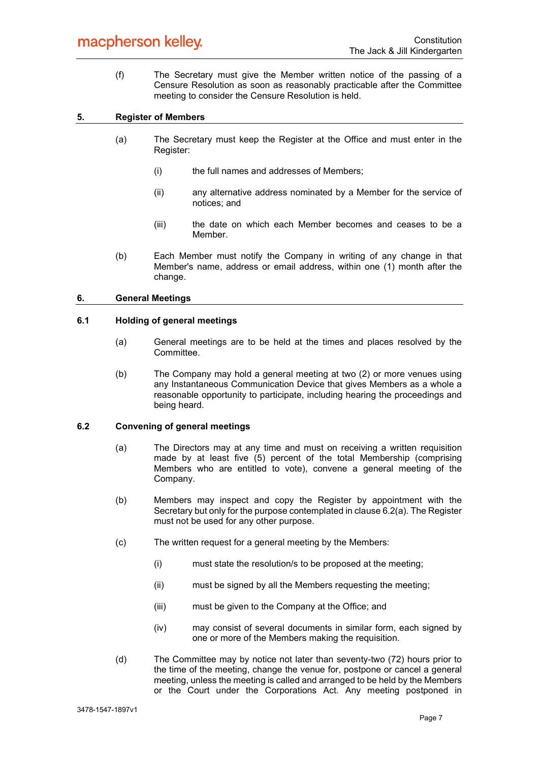(f) The Secretary must give the Member written notice of the passing of a Censure Resolution as soon as reasonably practicable after the Committee meeting to consider the Censure Resolution is held.

## 5. Register of Members

(a) The Secretary must keep the Register at the Office and must enter in the Register:

(i) the full names and addresses of Members;

(ii) any alternative address nominated by a Member for the service of notices; and

(iii) the date on which each Member becomes and ceases to be a Member.

(b) Each Member must notify the Company in writing of any change in that Member's name, address or email address, within one (1) month after the change.

## 6. General Meetings

### 6.1 Holding of general meetings

(a) General meetings are to be held at the times and places resolved by the Committee.

(b) The Company may hold a general meeting at two (2) or more venues using any Instantaneous Communication Device that gives Members as a whole a reasonable opportunity to participate, including hearing the proceedings and being heard.

### 6.2 Convening of general meetings

(a) The Directors may at any time and must on receiving a written requisition made by at least five (5) percent of the total Membership (comprising Members who are entitled to vote), convene a general meeting of the Company.

(b) Members may inspect and copy the Register by appointment with the Secretary but only for the purpose contemplated in clause 6.2(a). The Register must not be used for any other purpose.

(c) The written request for a general meeting by the Members:

(i) must state the resolution/s to be proposed at the meeting;

(ii) must be signed by all the Members requesting the meeting;

(iii) must be given to the Company at the Office; and

(iv) may consist of several documents in similar form, each signed by one or more of the Members making the requisition.

(d) The Committee may by notice not later than seventy-two (72) hours prior to the time of the meeting, change the venue for, postpone or cancel a general meeting, unless the meeting is called and arranged to be held by the Members or the Court under the Corporations Act. Any meeting postponed in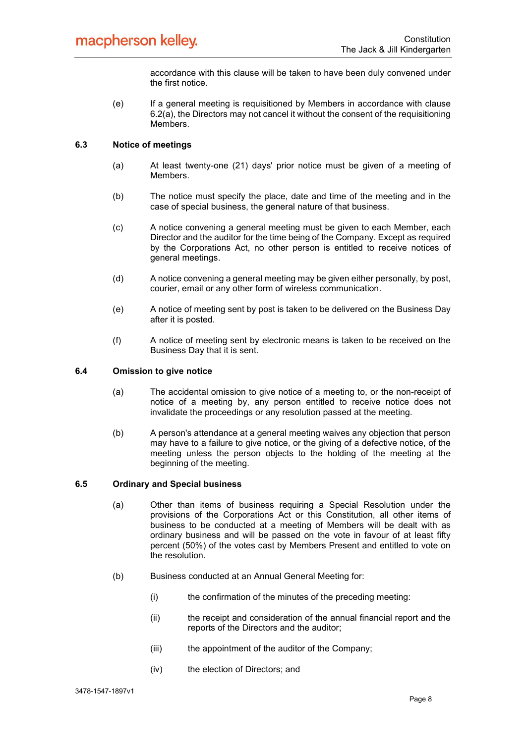accordance with this clause will be taken to have been duly convened under the first notice.

(e) If a general meeting is requisitioned by Members in accordance with clause 6.2(a), the Directors may not cancel it without the consent of the requisitioning Members.

### 6.3 Notice of meetings

(a) At least twenty-one (21) days' prior notice must be given of a meeting of Members.

(b) The notice must specify the place, date and time of the meeting and in the case of special business, the general nature of that business.

(c) A notice convening a general meeting must be given to each Member, each Director and the auditor for the time being of the Company. Except as required by the Corporations Act, no other person is entitled to receive notices of general meetings.

(d) A notice convening a general meeting may be given either personally, by post, courier, email or any other form of wireless communication.

(e) A notice of meeting sent by post is taken to be delivered on the Business Day after it is posted.

(f) A notice of meeting sent by electronic means is taken to be received on the Business Day that it is sent.

### 6.4 Omission to give notice

(a) The accidental omission to give notice of a meeting to, or the non-receipt of notice of a meeting by, any person entitled to receive notice does not invalidate the proceedings or any resolution passed at the meeting.

(b) A person's attendance at a general meeting waives any objection that person may have to a failure to give notice, or the giving of a defective notice, of the meeting unless the person objects to the holding of the meeting at the beginning of the meeting.

### 6.5 Ordinary and Special business

(a) Other than items of business requiring a Special Resolution under the provisions of the Corporations Act or this Constitution, all other items of business to be conducted at a meeting of Members will be dealt with as ordinary business and will be passed on the vote in favour of at least fifty percent (50%) of the votes cast by Members Present and entitled to vote on the resolution.

(b) Business conducted at an Annual General Meeting for:

(i) the confirmation of the minutes of the preceding meeting:

(ii) the receipt and consideration of the annual financial report and the reports of the Directors and the auditor;

(iii) the appointment of the auditor of the Company;

(iv) the election of Directors; and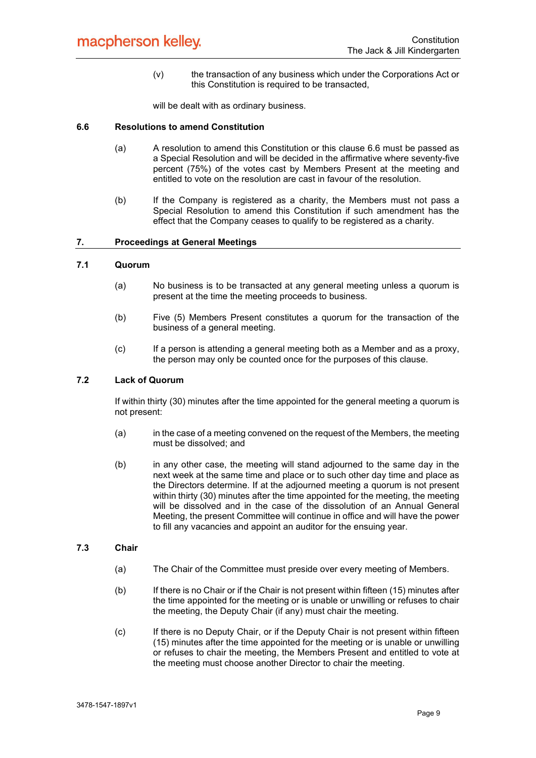(v) the transaction of any business which under the Corporations Act or this Constitution is required to be transacted,

will be dealt with as ordinary business.

### 6.6 Resolutions to amend Constitution

(a) A resolution to amend this Constitution or this clause 6.6 must be passed as a Special Resolution and will be decided in the affirmative where seventy-five percent (75%) of the votes cast by Members Present at the meeting and entitled to vote on the resolution are cast in favour of the resolution.

(b) If the Company is registered as a charity, the Members must not pass a Special Resolution to amend this Constitution if such amendment has the effect that the Company ceases to qualify to be registered as a charity.

## 7. Proceedings at General Meetings

### 7.1 Quorum

(a) No business is to be transacted at any general meeting unless a quorum is present at the time the meeting proceeds to business.

(b) Five (5) Members Present constitutes a quorum for the transaction of the business of a general meeting.

(c) If a person is attending a general meeting both as a Member and as a proxy, the person may only be counted once for the purposes of this clause.

### 7.2 Lack of Quorum

If within thirty (30) minutes after the time appointed for the general meeting a quorum is not present:

(a) in the case of a meeting convened on the request of the Members, the meeting must be dissolved; and

(b) in any other case, the meeting will stand adjourned to the same day in the next week at the same time and place or to such other day time and place as the Directors determine. If at the adjourned meeting a quorum is not present within thirty (30) minutes after the time appointed for the meeting, the meeting will be dissolved and in the case of the dissolution of an Annual General Meeting, the present Committee will continue in office and will have the power to fill any vacancies and appoint an auditor for the ensuing year.

### 7.3 Chair

(a) The Chair of the Committee must preside over every meeting of Members.

(b) If there is no Chair or if the Chair is not present within fifteen (15) minutes after the time appointed for the meeting or is unable or unwilling or refuses to chair the meeting, the Deputy Chair (if any) must chair the meeting.

(c) If there is no Deputy Chair, or if the Deputy Chair is not present within fifteen (15) minutes after the time appointed for the meeting or is unable or unwilling or refuses to chair the meeting, the Members Present and entitled to vote at the meeting must choose another Director to chair the meeting.

3478-1547-1897v1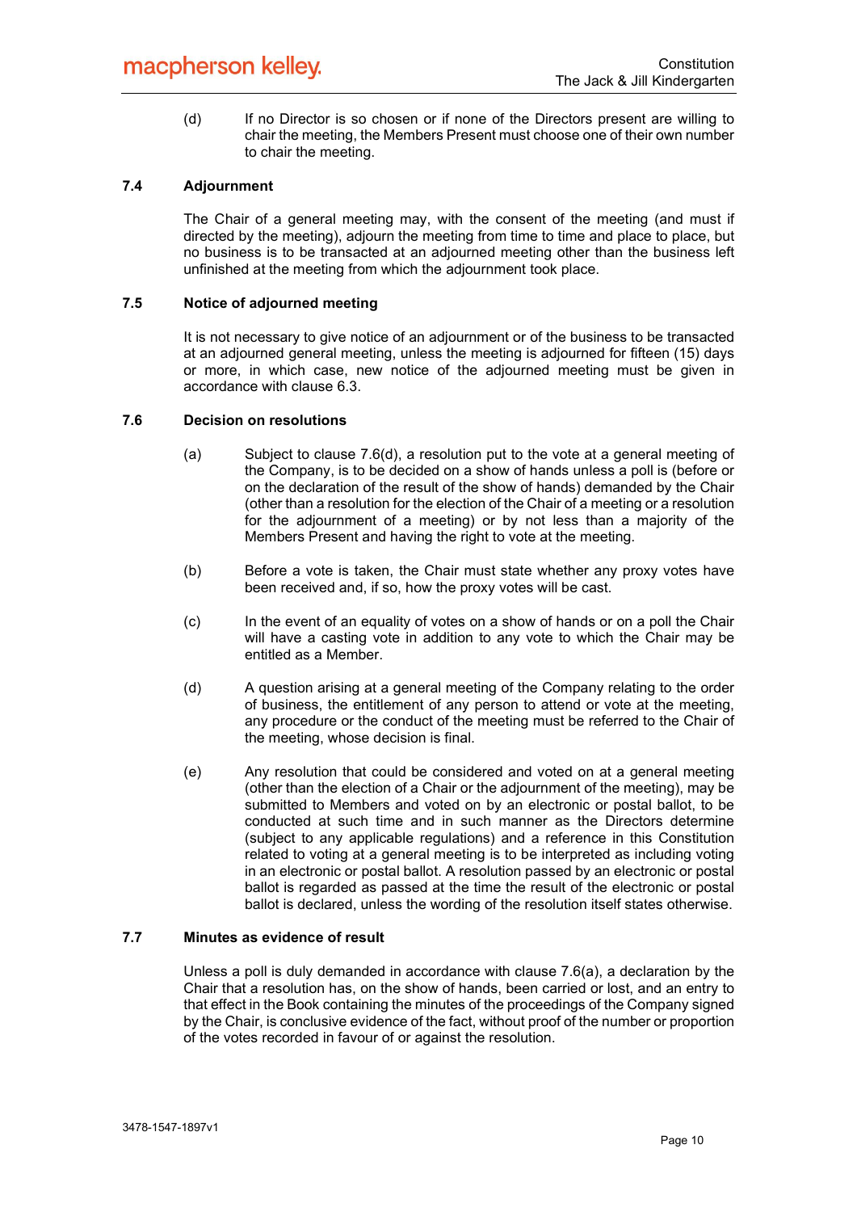(d) If no Director is so chosen or if none of the Directors present are willing to chair the meeting, the Members Present must choose one of their own number to chair the meeting.

### 7.4 Adjournment

The Chair of a general meeting may, with the consent of the meeting (and must if directed by the meeting), adjourn the meeting from time to time and place to place, but no business is to be transacted at an adjourned meeting other than the business left unfinished at the meeting from which the adjournment took place.

### 7.5 Notice of adjourned meeting

It is not necessary to give notice of an adjournment or of the business to be transacted at an adjourned general meeting, unless the meeting is adjourned for fifteen (15) days or more, in which case, new notice of the adjourned meeting must be given in accordance with clause 6.3.

### 7.6 Decision on resolutions

(a) Subject to clause 7.6(d), a resolution put to the vote at a general meeting of the Company, is to be decided on a show of hands unless a poll is (before or on the declaration of the result of the show of hands) demanded by the Chair (other than a resolution for the election of the Chair of a meeting or a resolution for the adjournment of a meeting) or by not less than a majority of the Members Present and having the right to vote at the meeting.

(b) Before a vote is taken, the Chair must state whether any proxy votes have been received and, if so, how the proxy votes will be cast.

(c) In the event of an equality of votes on a show of hands or on a poll the Chair will have a casting vote in addition to any vote to which the Chair may be entitled as a Member.

(d) A question arising at a general meeting of the Company relating to the order of business, the entitlement of any person to attend or vote at the meeting, any procedure or the conduct of the meeting must be referred to the Chair of the meeting, whose decision is final.

(e) Any resolution that could be considered and voted on at a general meeting (other than the election of a Chair or the adjournment of the meeting), may be submitted to Members and voted on by an electronic or postal ballot, to be conducted at such time and in such manner as the Directors determine (subject to any applicable regulations) and a reference in this Constitution related to voting at a general meeting is to be interpreted as including voting in an electronic or postal ballot. A resolution passed by an electronic or postal ballot is regarded as passed at the time the result of the electronic or postal ballot is declared, unless the wording of the resolution itself states otherwise.

### 7.7 Minutes as evidence of result

Unless a poll is duly demanded in accordance with clause 7.6(a), a declaration by the Chair that a resolution has, on the show of hands, been carried or lost, and an entry to that effect in the Book containing the minutes of the proceedings of the Company signed by the Chair, is conclusive evidence of the fact, without proof of the number or proportion of the votes recorded in favour of or against the resolution.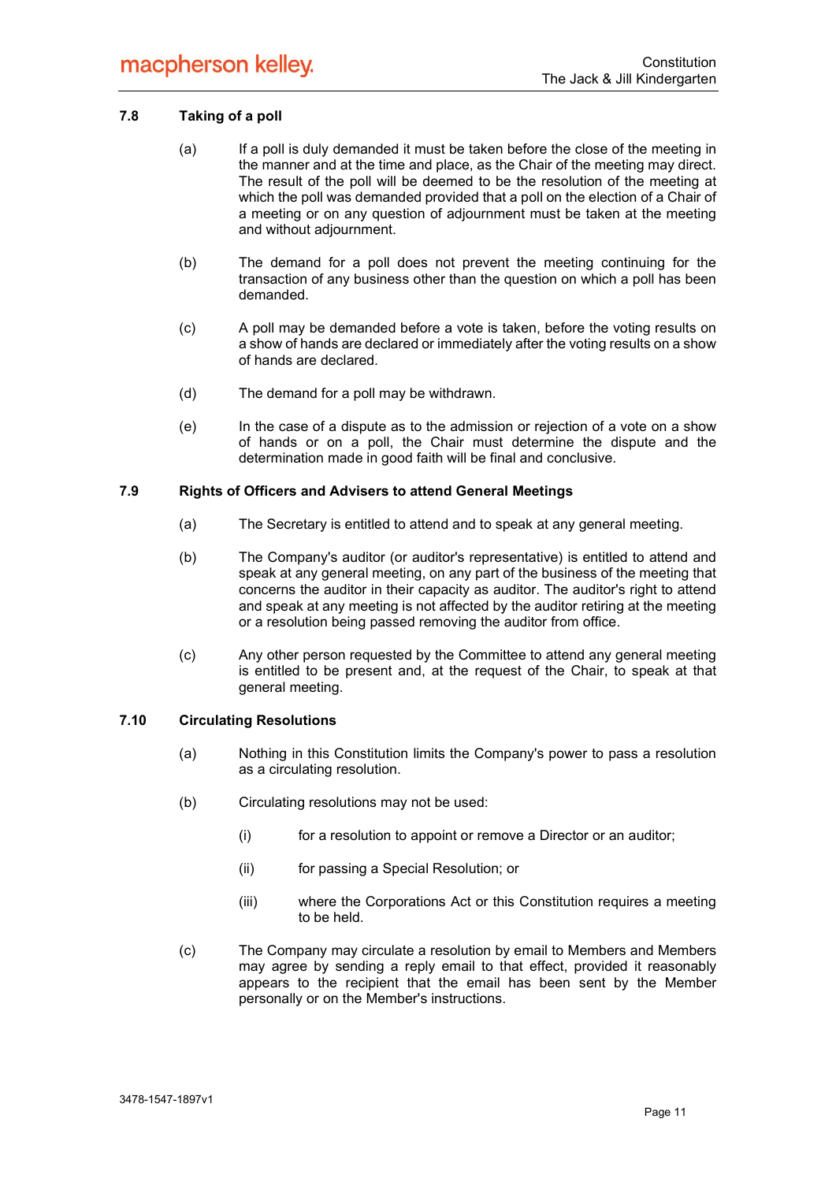### 7.8 Taking of a poll

(a) If a poll is duly demanded it must be taken before the close of the meeting in the manner and at the time and place, as the Chair of the meeting may direct. The result of the poll will be deemed to be the resolution of the meeting at which the poll was demanded provided that a poll on the election of a Chair of a meeting or on any question of adjournment must be taken at the meeting and without adjournment.

(b) The demand for a poll does not prevent the meeting continuing for the transaction of any business other than the question on which a poll has been demanded.

(c) A poll may be demanded before a vote is taken, before the voting results on a show of hands are declared or immediately after the voting results on a show of hands are declared.

(d) The demand for a poll may be withdrawn.

(e) In the case of a dispute as to the admission or rejection of a vote on a show of hands or on a poll, the Chair must determine the dispute and the determination made in good faith will be final and conclusive.

### 7.9 Rights of Officers and Advisers to attend General Meetings

(a) The Secretary is entitled to attend and to speak at any general meeting.

(b) The Company's auditor (or auditor's representative) is entitled to attend and speak at any general meeting, on any part of the business of the meeting that concerns the auditor in their capacity as auditor. The auditor's right to attend and speak at any meeting is not affected by the auditor retiring at the meeting or a resolution being passed removing the auditor from office.

(c) Any other person requested by the Committee to attend any general meeting is entitled to be present and, at the request of the Chair, to speak at that general meeting.

### 7.10 Circulating Resolutions

(a) Nothing in this Constitution limits the Company's power to pass a resolution as a circulating resolution.

(b) Circulating resolutions may not be used:

(i) for a resolution to appoint or remove a Director or an auditor;

(ii) for passing a Special Resolution; or

(iii) where the Corporations Act or this Constitution requires a meeting to be held.

(c) The Company may circulate a resolution by email to Members and Members may agree by sending a reply email to that effect, provided it reasonably appears to the recipient that the email has been sent by the Member personally or on the Member's instructions.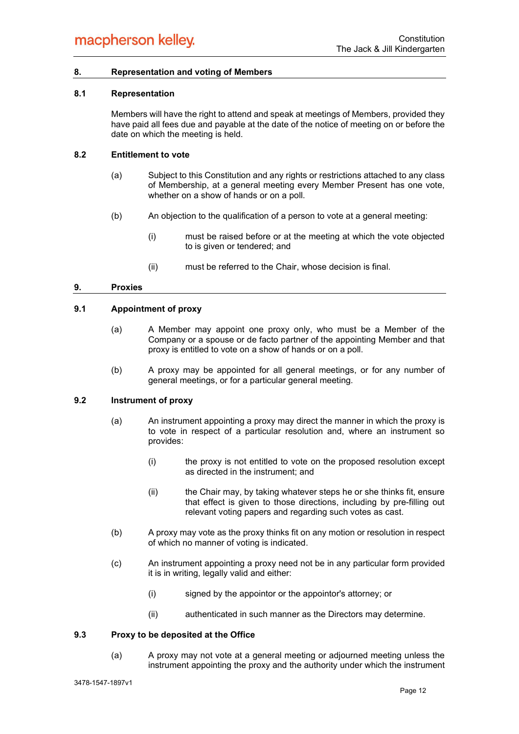## 8. Representation and voting of Members

### 8.1 Representation

Members will have the right to attend and speak at meetings of Members, provided they have paid all fees due and payable at the date of the notice of meeting on or before the date on which the meeting is held.

### 8.2 Entitlement to vote

(a) Subject to this Constitution and any rights or restrictions attached to any class of Membership, at a general meeting every Member Present has one vote, whether on a show of hands or on a poll.

(b) An objection to the qualification of a person to vote at a general meeting:

(i) must be raised before or at the meeting at which the vote objected to is given or tendered; and

(ii) must be referred to the Chair, whose decision is final.

## 9. Proxies

### 9.1 Appointment of proxy

(a) A Member may appoint one proxy only, who must be a Member of the Company or a spouse or de facto partner of the appointing Member and that proxy is entitled to vote on a show of hands or on a poll.

(b) A proxy may be appointed for all general meetings, or for any number of general meetings, or for a particular general meeting.

### 9.2 Instrument of proxy

(a) An instrument appointing a proxy may direct the manner in which the proxy is to vote in respect of a particular resolution and, where an instrument so provides:

(i) the proxy is not entitled to vote on the proposed resolution except as directed in the instrument; and

(ii) the Chair may, by taking whatever steps he or she thinks fit, ensure that effect is given to those directions, including by pre-filling out relevant voting papers and regarding such votes as cast.

(b) A proxy may vote as the proxy thinks fit on any motion or resolution in respect of which no manner of voting is indicated.

(c) An instrument appointing a proxy need not be in any particular form provided it is in writing, legally valid and either:

(i) signed by the appointor or the appointor's attorney; or

(ii) authenticated in such manner as the Directors may determine.

### 9.3 Proxy to be deposited at the Office

(a) A proxy may not vote at a general meeting or adjourned meeting unless the instrument appointing the proxy and the authority under which the instrument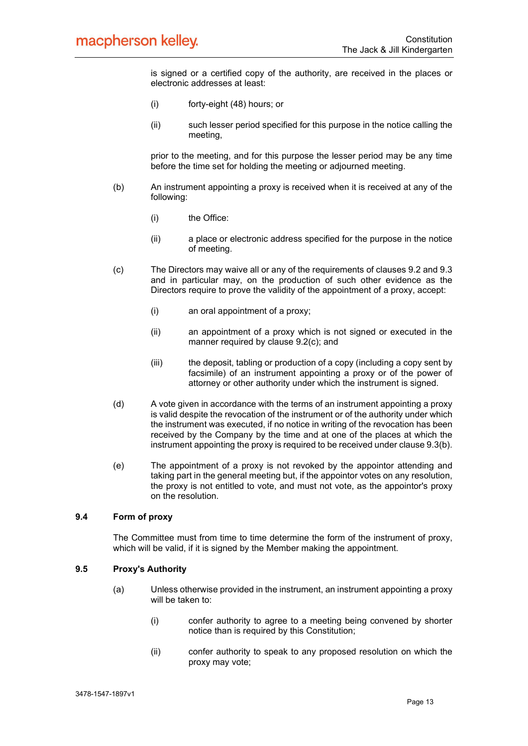is signed or a certified copy of the authority, are received in the places or electronic addresses at least:

(i) forty-eight (48) hours; or

(ii) such lesser period specified for this purpose in the notice calling the meeting,

prior to the meeting, and for this purpose the lesser period may be any time before the time set for holding the meeting or adjourned meeting.

(b) An instrument appointing a proxy is received when it is received at any of the following:

(i) the Office:

(ii) a place or electronic address specified for the purpose in the notice of meeting.

(c) The Directors may waive all or any of the requirements of clauses 9.2 and 9.3 and in particular may, on the production of such other evidence as the Directors require to prove the validity of the appointment of a proxy, accept:

(i) an oral appointment of a proxy;

(ii) an appointment of a proxy which is not signed or executed in the manner required by clause 9.2(c); and

(iii) the deposit, tabling or production of a copy (including a copy sent by facsimile) of an instrument appointing a proxy or of the power of attorney or other authority under which the instrument is signed.

(d) A vote given in accordance with the terms of an instrument appointing a proxy is valid despite the revocation of the instrument or of the authority under which the instrument was executed, if no notice in writing of the revocation has been received by the Company by the time and at one of the places at which the instrument appointing the proxy is required to be received under clause 9.3(b).

(e) The appointment of a proxy is not revoked by the appointor attending and taking part in the general meeting but, if the appointor votes on any resolution, the proxy is not entitled to vote, and must not vote, as the appointor's proxy on the resolution.

### 9.4 Form of proxy

The Committee must from time to time determine the form of the instrument of proxy, which will be valid, if it is signed by the Member making the appointment.

### 9.5 Proxy's Authority

(a) Unless otherwise provided in the instrument, an instrument appointing a proxy will be taken to:

(i) confer authority to agree to a meeting being convened by shorter notice than is required by this Constitution;

(ii) confer authority to speak to any proposed resolution on which the proxy may vote;

3478-1547-1897v1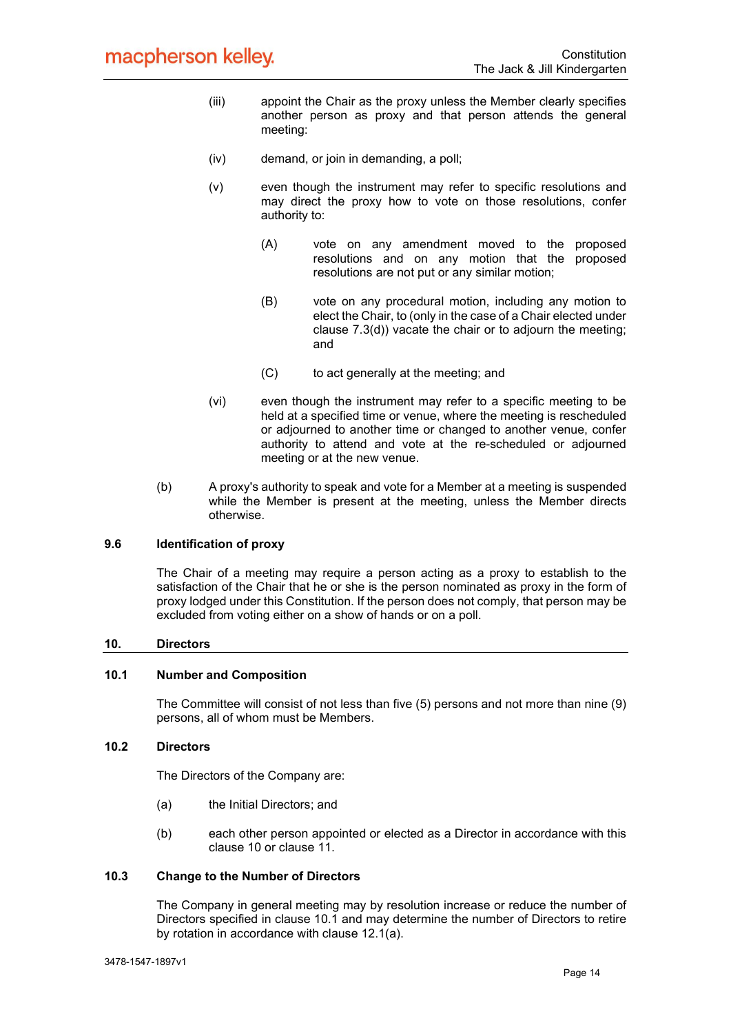(iii) appoint the Chair as the proxy unless the Member clearly specifies another person as proxy and that person attends the general meeting:

(iv) demand, or join in demanding, a poll;

(v) even though the instrument may refer to specific resolutions and may direct the proxy how to vote on those resolutions, confer authority to:

(A) vote on any amendment moved to the proposed resolutions and on any motion that the proposed resolutions are not put or any similar motion;

(B) vote on any procedural motion, including any motion to elect the Chair, to (only in the case of a Chair elected under clause 7.3(d)) vacate the chair or to adjourn the meeting; and

(C) to act generally at the meeting; and

(vi) even though the instrument may refer to a specific meeting to be held at a specified time or venue, where the meeting is rescheduled or adjourned to another time or changed to another venue, confer authority to attend and vote at the re-scheduled or adjourned meeting or at the new venue.

(b) A proxy's authority to speak and vote for a Member at a meeting is suspended while the Member is present at the meeting, unless the Member directs otherwise.

### 9.6 Identification of proxy

The Chair of a meeting may require a person acting as a proxy to establish to the satisfaction of the Chair that he or she is the person nominated as proxy in the form of proxy lodged under this Constitution. If the person does not comply, that person may be excluded from voting either on a show of hands or on a poll.

## 10. Directors

### 10.1 Number and Composition

The Committee will consist of not less than five (5) persons and not more than nine (9) persons, all of whom must be Members.

### 10.2 Directors

The Directors of the Company are:

(a) the Initial Directors; and

(b) each other person appointed or elected as a Director in accordance with this clause 10 or clause 11.

### 10.3 Change to the Number of Directors

The Company in general meeting may by resolution increase or reduce the number of Directors specified in clause 10.1 and may determine the number of Directors to retire by rotation in accordance with clause 12.1(a).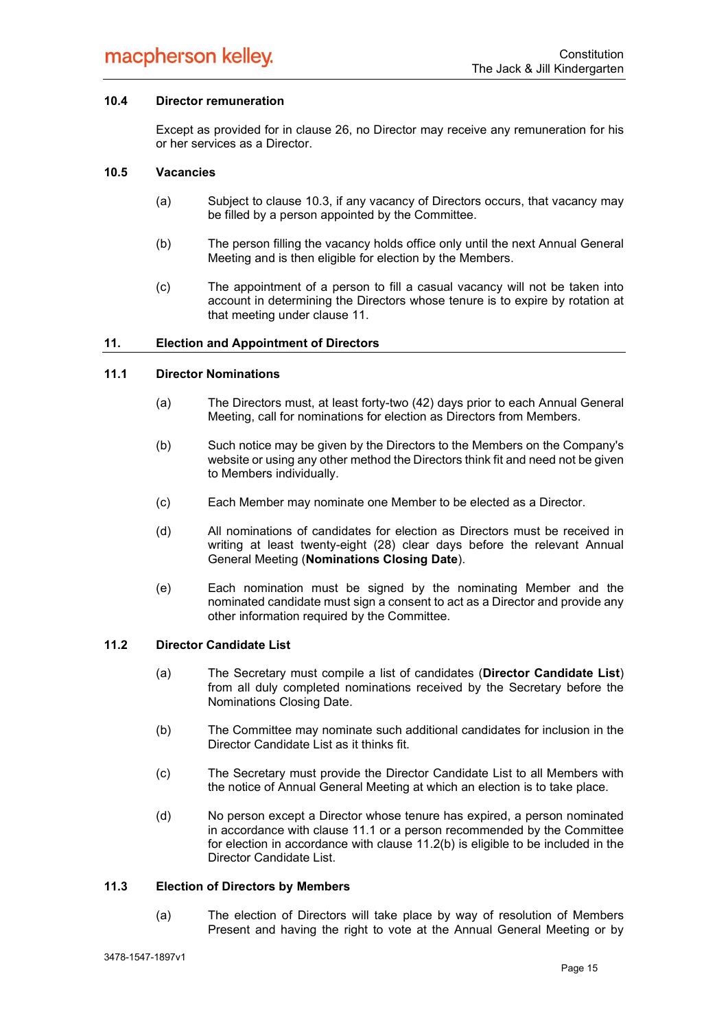### 10.4 Director remuneration

Except as provided for in clause 26, no Director may receive any remuneration for his or her services as a Director.

### 10.5 Vacancies

(a) Subject to clause 10.3, if any vacancy of Directors occurs, that vacancy may be filled by a person appointed by the Committee.

(b) The person filling the vacancy holds office only until the next Annual General Meeting and is then eligible for election by the Members.

(c) The appointment of a person to fill a casual vacancy will not be taken into account in determining the Directors whose tenure is to expire by rotation at that meeting under clause 11.

## 11. Election and Appointment of Directors

### 11.1 Director Nominations

(a) The Directors must, at least forty-two (42) days prior to each Annual General Meeting, call for nominations for election as Directors from Members.

(b) Such notice may be given by the Directors to the Members on the Company's website or using any other method the Directors think fit and need not be given to Members individually.

(c) Each Member may nominate one Member to be elected as a Director.

(d) All nominations of candidates for election as Directors must be received in writing at least twenty-eight (28) clear days before the relevant Annual General Meeting (**Nominations Closing Date**).

(e) Each nomination must be signed by the nominating Member and the nominated candidate must sign a consent to act as a Director and provide any other information required by the Committee.

### 11.2 Director Candidate List

(a) The Secretary must compile a list of candidates (**Director Candidate List**) from all duly completed nominations received by the Secretary before the Nominations Closing Date.

(b) The Committee may nominate such additional candidates for inclusion in the Director Candidate List as it thinks fit.

(c) The Secretary must provide the Director Candidate List to all Members with the notice of Annual General Meeting at which an election is to take place.

(d) No person except a Director whose tenure has expired, a person nominated in accordance with clause 11.1 or a person recommended by the Committee for election in accordance with clause 11.2(b) is eligible to be included in the Director Candidate List.

### 11.3 Election of Directors by Members

(a) The election of Directors will take place by way of resolution of Members Present and having the right to vote at the Annual General Meeting or by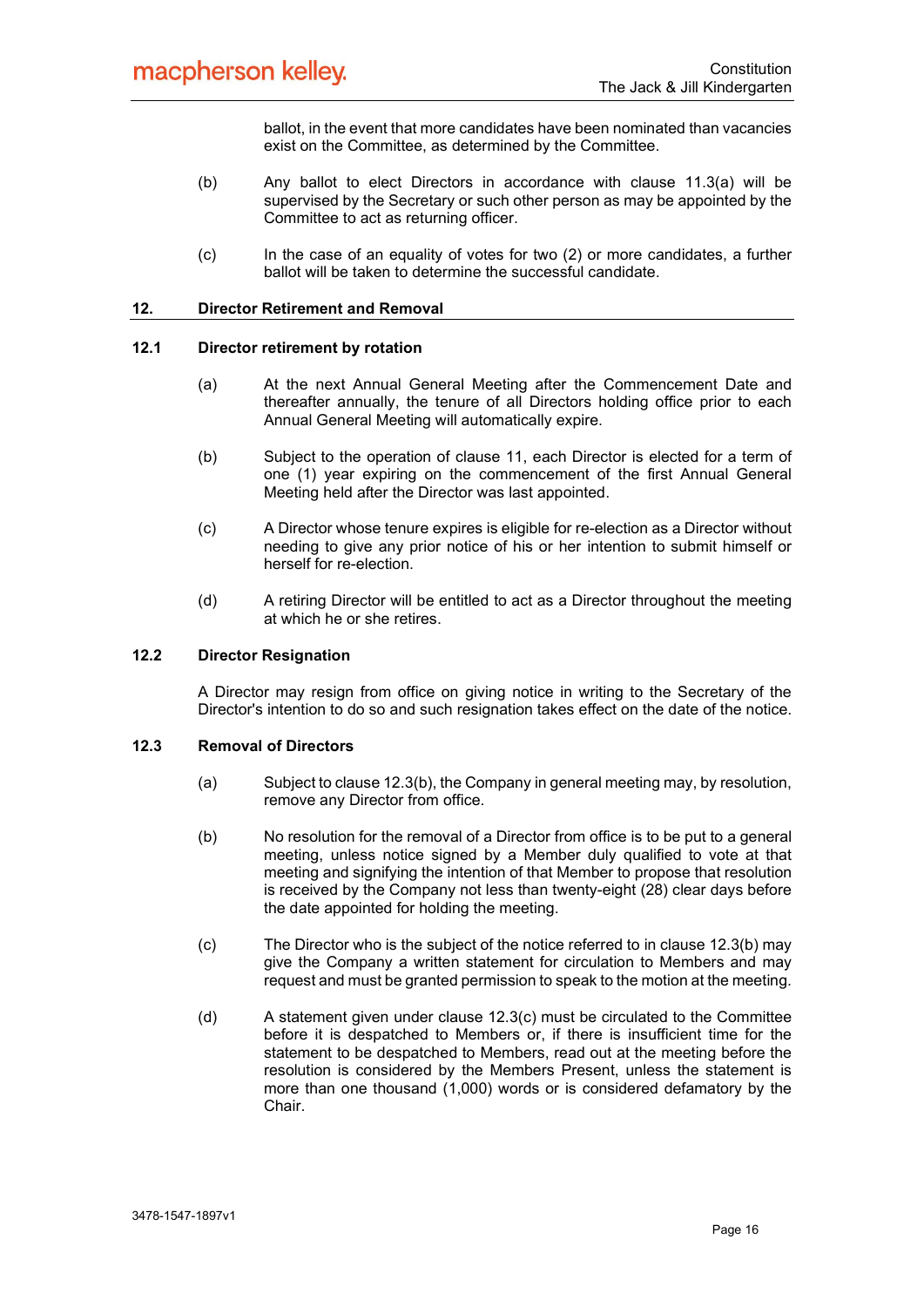ballot, in the event that more candidates have been nominated than vacancies exist on the Committee, as determined by the Committee.

(b) Any ballot to elect Directors in accordance with clause 11.3(a) will be supervised by the Secretary or such other person as may be appointed by the Committee to act as returning officer.

(c) In the case of an equality of votes for two (2) or more candidates, a further ballot will be taken to determine the successful candidate.

## 12. Director Retirement and Removal

### 12.1 Director retirement by rotation

(a) At the next Annual General Meeting after the Commencement Date and thereafter annually, the tenure of all Directors holding office prior to each Annual General Meeting will automatically expire.

(b) Subject to the operation of clause 11, each Director is elected for a term of one (1) year expiring on the commencement of the first Annual General Meeting held after the Director was last appointed.

(c) A Director whose tenure expires is eligible for re-election as a Director without needing to give any prior notice of his or her intention to submit himself or herself for re-election.

(d) A retiring Director will be entitled to act as a Director throughout the meeting at which he or she retires.

### 12.2 Director Resignation

A Director may resign from office on giving notice in writing to the Secretary of the Director's intention to do so and such resignation takes effect on the date of the notice.

### 12.3 Removal of Directors

(a) Subject to clause 12.3(b), the Company in general meeting may, by resolution, remove any Director from office.

(b) No resolution for the removal of a Director from office is to be put to a general meeting, unless notice signed by a Member duly qualified to vote at that meeting and signifying the intention of that Member to propose that resolution is received by the Company not less than twenty-eight (28) clear days before the date appointed for holding the meeting.

(c) The Director who is the subject of the notice referred to in clause 12.3(b) may give the Company a written statement for circulation to Members and may request and must be granted permission to speak to the motion at the meeting.

(d) A statement given under clause 12.3(c) must be circulated to the Committee before it is despatched to Members or, if there is insufficient time for the statement to be despatched to Members, read out at the meeting before the resolution is considered by the Members Present, unless the statement is more than one thousand (1,000) words or is considered defamatory by the Chair.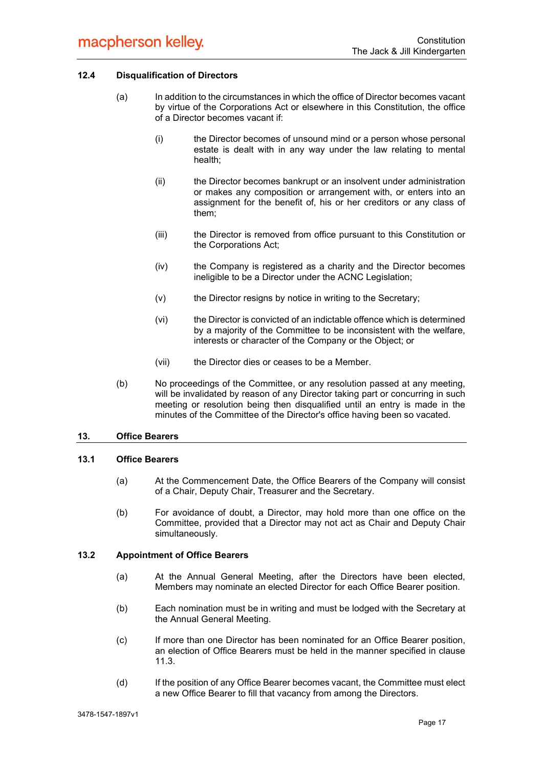### 12.4 Disqualification of Directors

(a) In addition to the circumstances in which the office of Director becomes vacant by virtue of the Corporations Act or elsewhere in this Constitution, the office of a Director becomes vacant if:

(i) the Director becomes of unsound mind or a person whose personal estate is dealt with in any way under the law relating to mental health;

(ii) the Director becomes bankrupt or an insolvent under administration or makes any composition or arrangement with, or enters into an assignment for the benefit of, his or her creditors or any class of them;

(iii) the Director is removed from office pursuant to this Constitution or the Corporations Act;

(iv) the Company is registered as a charity and the Director becomes ineligible to be a Director under the ACNC Legislation;

(v) the Director resigns by notice in writing to the Secretary;

(vi) the Director is convicted of an indictable offence which is determined by a majority of the Committee to be inconsistent with the welfare, interests or character of the Company or the Object; or

(vii) the Director dies or ceases to be a Member.

(b) No proceedings of the Committee, or any resolution passed at any meeting, will be invalidated by reason of any Director taking part or concurring in such meeting or resolution being then disqualified until an entry is made in the minutes of the Committee of the Director's office having been so vacated.

## 13. Office Bearers

### 13.1 Office Bearers

(a) At the Commencement Date, the Office Bearers of the Company will consist of a Chair, Deputy Chair, Treasurer and the Secretary.

(b) For avoidance of doubt, a Director, may hold more than one office on the Committee, provided that a Director may not act as Chair and Deputy Chair simultaneously.

### 13.2 Appointment of Office Bearers

(a) At the Annual General Meeting, after the Directors have been elected, Members may nominate an elected Director for each Office Bearer position.

(b) Each nomination must be in writing and must be lodged with the Secretary at the Annual General Meeting.

(c) If more than one Director has been nominated for an Office Bearer position, an election of Office Bearers must be held in the manner specified in clause 11.3.

(d) If the position of any Office Bearer becomes vacant, the Committee must elect a new Office Bearer to fill that vacancy from among the Directors.

3478-1547-1897v1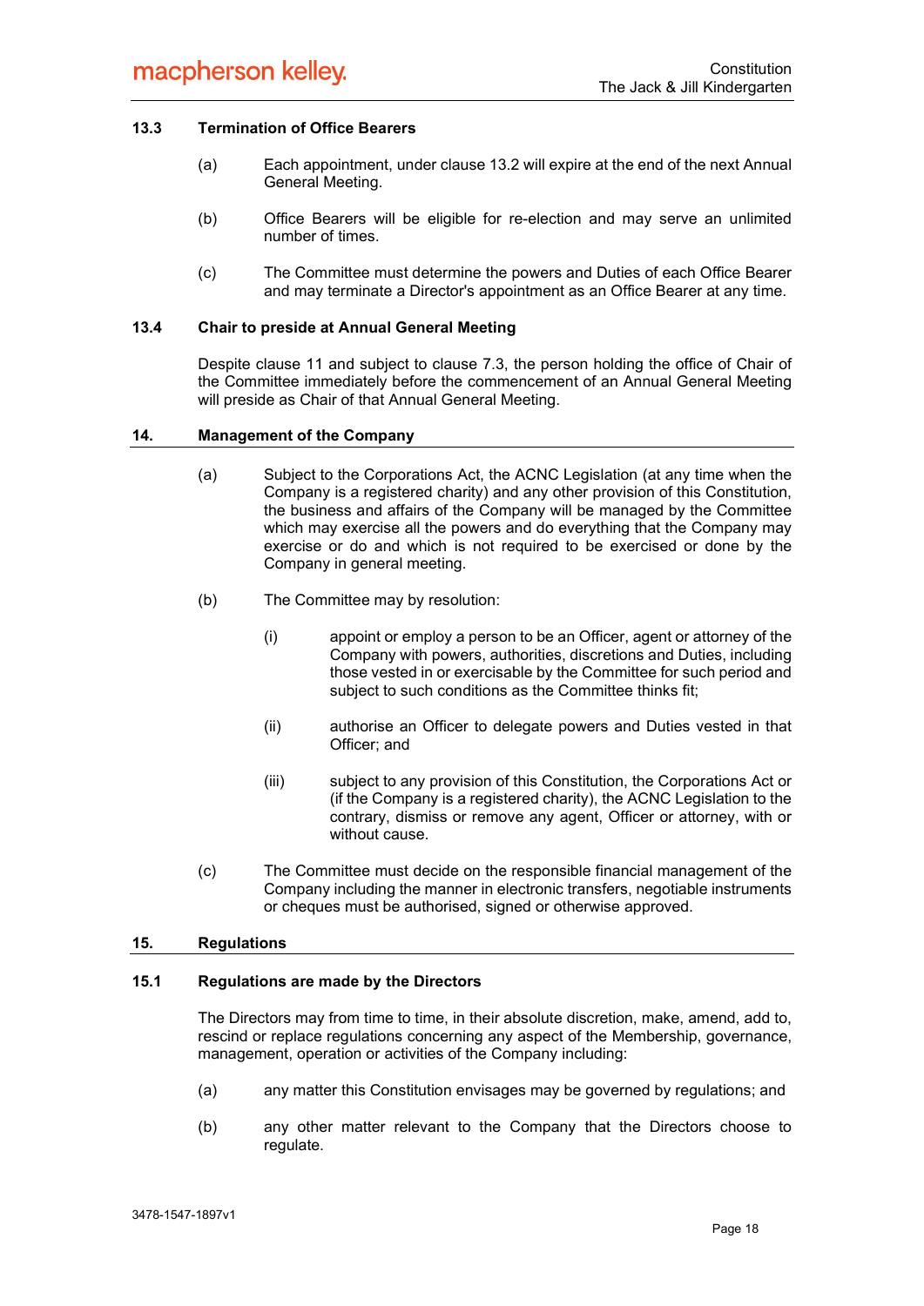### 13.3 Termination of Office Bearers

(a) Each appointment, under clause 13.2 will expire at the end of the next Annual General Meeting.

(b) Office Bearers will be eligible for re-election and may serve an unlimited number of times.

(c) The Committee must determine the powers and Duties of each Office Bearer and may terminate a Director's appointment as an Office Bearer at any time.

### 13.4 Chair to preside at Annual General Meeting

Despite clause 11 and subject to clause 7.3, the person holding the office of Chair of the Committee immediately before the commencement of an Annual General Meeting will preside as Chair of that Annual General Meeting.

## 14. Management of the Company

(a) Subject to the Corporations Act, the ACNC Legislation (at any time when the Company is a registered charity) and any other provision of this Constitution, the business and affairs of the Company will be managed by the Committee which may exercise all the powers and do everything that the Company may exercise or do and which is not required to be exercised or done by the Company in general meeting.

(b) The Committee may by resolution:

(i) appoint or employ a person to be an Officer, agent or attorney of the Company with powers, authorities, discretions and Duties, including those vested in or exercisable by the Committee for such period and subject to such conditions as the Committee thinks fit;

(ii) authorise an Officer to delegate powers and Duties vested in that Officer; and

(iii) subject to any provision of this Constitution, the Corporations Act or (if the Company is a registered charity), the ACNC Legislation to the contrary, dismiss or remove any agent, Officer or attorney, with or without cause.

(c) The Committee must decide on the responsible financial management of the Company including the manner in electronic transfers, negotiable instruments or cheques must be authorised, signed or otherwise approved.

## 15. Regulations

### 15.1 Regulations are made by the Directors

The Directors may from time to time, in their absolute discretion, make, amend, add to, rescind or replace regulations concerning any aspect of the Membership, governance, management, operation or activities of the Company including:

(a) any matter this Constitution envisages may be governed by regulations; and

(b) any other matter relevant to the Company that the Directors choose to regulate.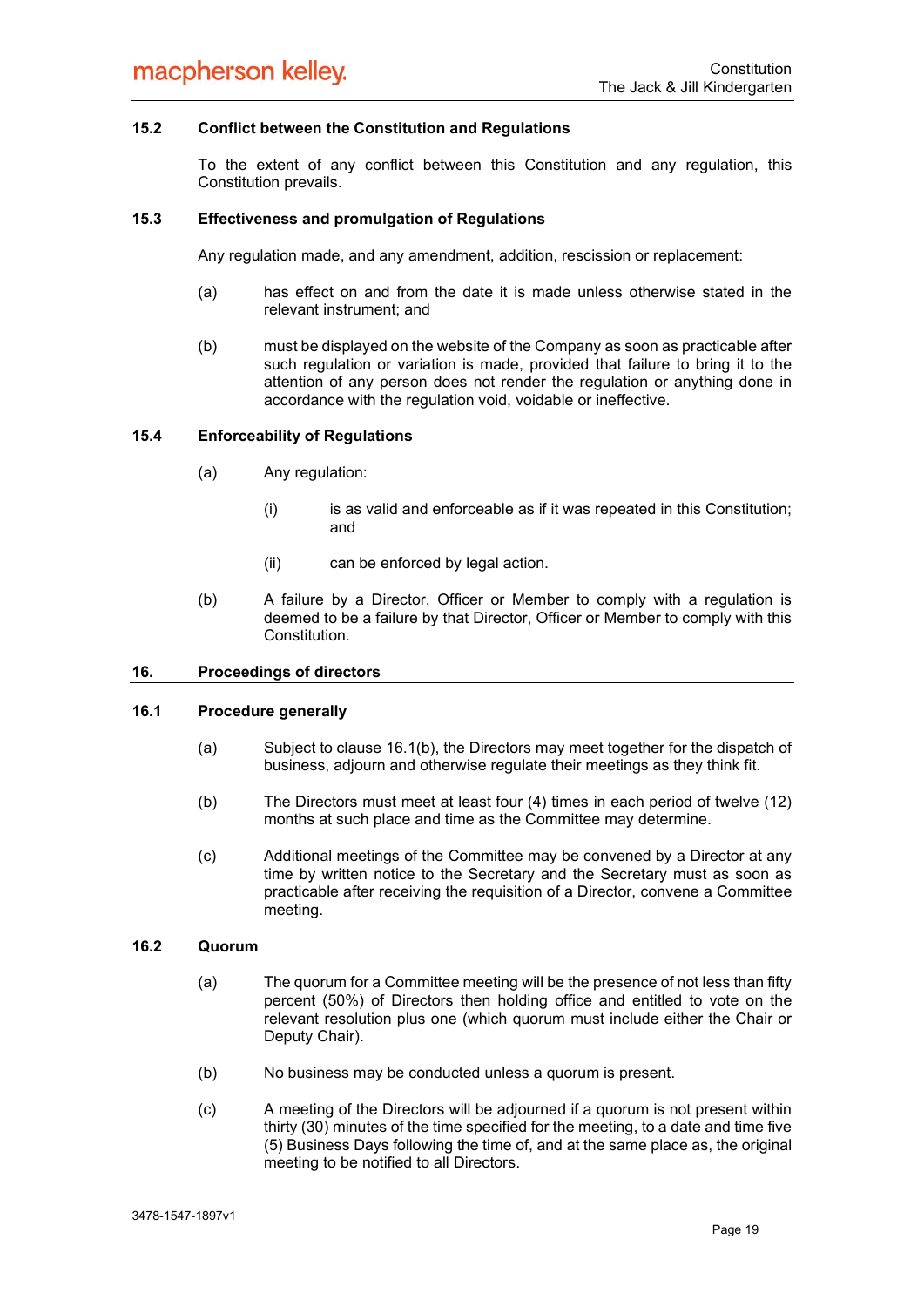### 15.2 Conflict between the Constitution and Regulations

To the extent of any conflict between this Constitution and any regulation, this Constitution prevails.

### 15.3 Effectiveness and promulgation of Regulations

Any regulation made, and any amendment, addition, rescission or replacement:

(a) has effect on and from the date it is made unless otherwise stated in the relevant instrument; and

(b) must be displayed on the website of the Company as soon as practicable after such regulation or variation is made, provided that failure to bring it to the attention of any person does not render the regulation or anything done in accordance with the regulation void, voidable or ineffective.

### 15.4 Enforceability of Regulations

(a) Any regulation:

(i) is as valid and enforceable as if it was repeated in this Constitution; and

(ii) can be enforced by legal action.

(b) A failure by a Director, Officer or Member to comply with a regulation is deemed to be a failure by that Director, Officer or Member to comply with this Constitution.

## 16. Proceedings of directors

### 16.1 Procedure generally

(a) Subject to clause 16.1(b), the Directors may meet together for the dispatch of business, adjourn and otherwise regulate their meetings as they think fit.

(b) The Directors must meet at least four (4) times in each period of twelve (12) months at such place and time as the Committee may determine.

(c) Additional meetings of the Committee may be convened by a Director at any time by written notice to the Secretary and the Secretary must as soon as practicable after receiving the requisition of a Director, convene a Committee meeting.

### 16.2 Quorum

(a) The quorum for a Committee meeting will be the presence of not less than fifty percent (50%) of Directors then holding office and entitled to vote on the relevant resolution plus one (which quorum must include either the Chair or Deputy Chair).

(b) No business may be conducted unless a quorum is present.

(c) A meeting of the Directors will be adjourned if a quorum is not present within thirty (30) minutes of the time specified for the meeting, to a date and time five (5) Business Days following the time of, and at the same place as, the original meeting to be notified to all Directors.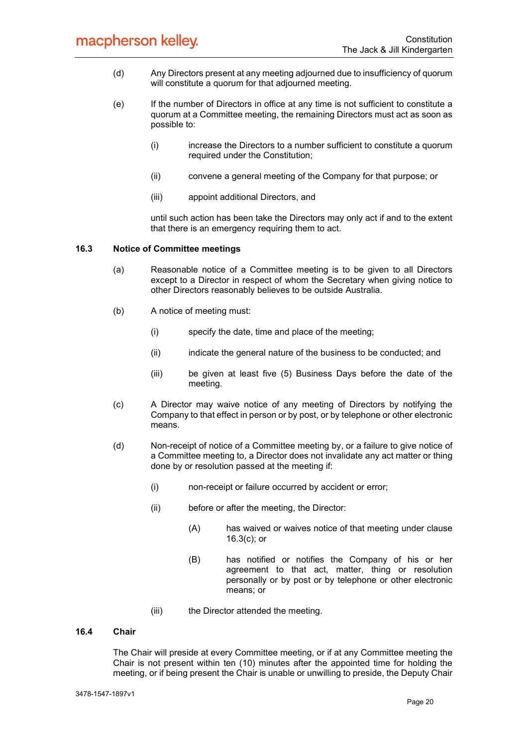(d) Any Directors present at any meeting adjourned due to insufficiency of quorum will constitute a quorum for that adjourned meeting.

(e) If the number of Directors in office at any time is not sufficient to constitute a quorum at a Committee meeting, the remaining Directors must act as soon as possible to:

   (i) increase the Directors to a number sufficient to constitute a quorum required under the Constitution;

   (ii) convene a general meeting of the Company for that purpose; or

   (iii) appoint additional Directors, and

   until such action has been take the Directors may only act if and to the extent that there is an emergency requiring them to act.

### 16.3 Notice of Committee meetings

(a) Reasonable notice of a Committee meeting is to be given to all Directors except to a Director in respect of whom the Secretary when giving notice to other Directors reasonably believes to be outside Australia.

(b) A notice of meeting must:

   (i) specify the date, time and place of the meeting;

   (ii) indicate the general nature of the business to be conducted; and

   (iii) be given at least five (5) Business Days before the date of the meeting.

(c) A Director may waive notice of any meeting of Directors by notifying the Company to that effect in person or by post, or by telephone or other electronic means.

(d) Non-receipt of notice of a Committee meeting by, or a failure to give notice of a Committee meeting to, a Director does not invalidate any act matter or thing done by or resolution passed at the meeting if:

   (i) non-receipt or failure occurred by accident or error;

   (ii) before or after the meeting, the Director:

      (A) has waived or waives notice of that meeting under clause 16.3(c); or

      (B) has notified or notifies the Company of his or her agreement to that act, matter, thing or resolution personally or by post or by telephone or other electronic means; or

   (iii) the Director attended the meeting.

### 16.4 Chair

The Chair will preside at every Committee meeting, or if at any Committee meeting the Chair is not present within ten (10) minutes after the appointed time for holding the meeting, or if being present the Chair is unable or unwilling to preside, the Deputy Chair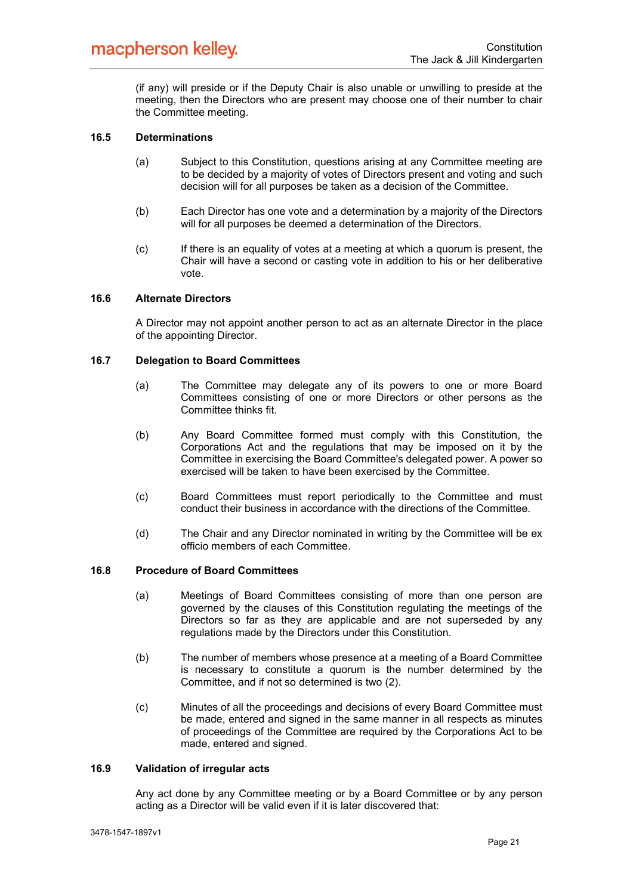(if any) will preside or if the Deputy Chair is also unable or unwilling to preside at the meeting, then the Directors who are present may choose one of their number to chair the Committee meeting.

### 16.5 Determinations

(a) Subject to this Constitution, questions arising at any Committee meeting are to be decided by a majority of votes of Directors present and voting and such decision will for all purposes be taken as a decision of the Committee.

(b) Each Director has one vote and a determination by a majority of the Directors will for all purposes be deemed a determination of the Directors.

(c) If there is an equality of votes at a meeting at which a quorum is present, the Chair will have a second or casting vote in addition to his or her deliberative vote.

### 16.6 Alternate Directors

A Director may not appoint another person to act as an alternate Director in the place of the appointing Director.

### 16.7 Delegation to Board Committees

(a) The Committee may delegate any of its powers to one or more Board Committees consisting of one or more Directors or other persons as the Committee thinks fit.

(b) Any Board Committee formed must comply with this Constitution, the Corporations Act and the regulations that may be imposed on it by the Committee in exercising the Board Committee's delegated power. A power so exercised will be taken to have been exercised by the Committee.

(c) Board Committees must report periodically to the Committee and must conduct their business in accordance with the directions of the Committee.

(d) The Chair and any Director nominated in writing by the Committee will be ex officio members of each Committee.

### 16.8 Procedure of Board Committees

(a) Meetings of Board Committees consisting of more than one person are governed by the clauses of this Constitution regulating the meetings of the Directors so far as they are applicable and are not superseded by any regulations made by the Directors under this Constitution.

(b) The number of members whose presence at a meeting of a Board Committee is necessary to constitute a quorum is the number determined by the Committee, and if not so determined is two (2).

(c) Minutes of all the proceedings and decisions of every Board Committee must be made, entered and signed in the same manner in all respects as minutes of proceedings of the Committee are required by the Corporations Act to be made, entered and signed.

### 16.9 Validation of irregular acts

Any act done by any Committee meeting or by a Board Committee or by any person acting as a Director will be valid even if it is later discovered that: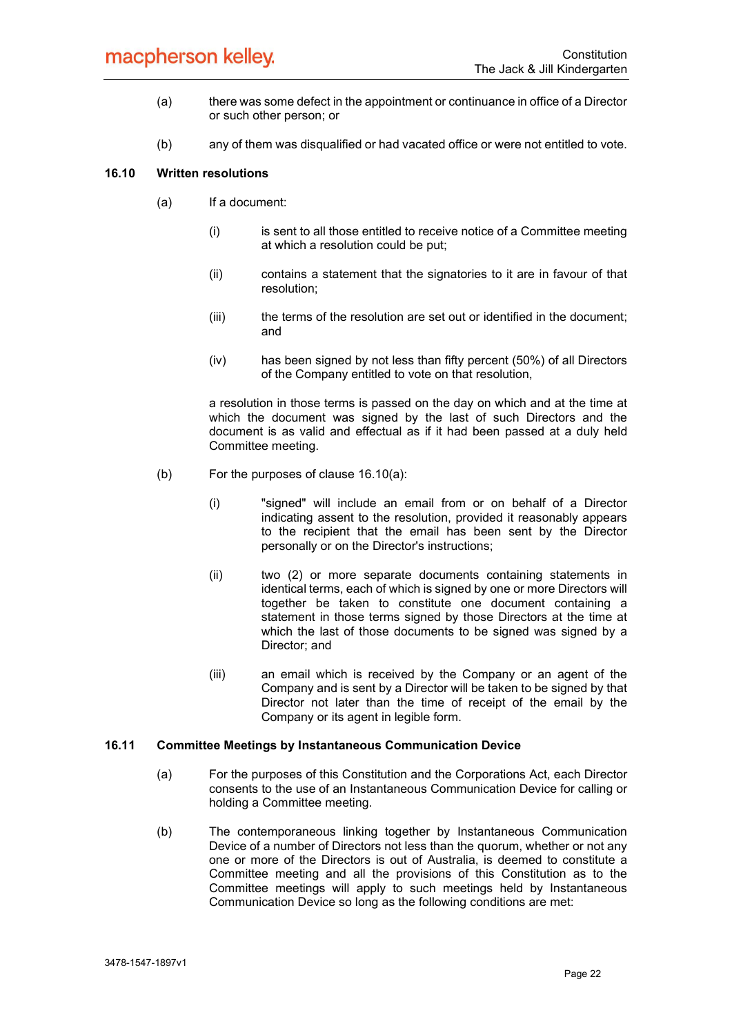(a) there was some defect in the appointment or continuance in office of a Director or such other person; or

(b) any of them was disqualified or had vacated office or were not entitled to vote.

### 16.10 Written resolutions

(a) If a document:

(i) is sent to all those entitled to receive notice of a Committee meeting at which a resolution could be put;

(ii) contains a statement that the signatories to it are in favour of that resolution;

(iii) the terms of the resolution are set out or identified in the document; and

(iv) has been signed by not less than fifty percent (50%) of all Directors of the Company entitled to vote on that resolution,

a resolution in those terms is passed on the day on which and at the time at which the document was signed by the last of such Directors and the document is as valid and effectual as if it had been passed at a duly held Committee meeting.

(b) For the purposes of clause 16.10(a):

(i) "signed" will include an email from or on behalf of a Director indicating assent to the resolution, provided it reasonably appears to the recipient that the email has been sent by the Director personally or on the Director's instructions;

(ii) two (2) or more separate documents containing statements in identical terms, each of which is signed by one or more Directors will together be taken to constitute one document containing a statement in those terms signed by those Directors at the time at which the last of those documents to be signed was signed by a Director; and

(iii) an email which is received by the Company or an agent of the Company and is sent by a Director will be taken to be signed by that Director not later than the time of receipt of the email by the Company or its agent in legible form.

### 16.11 Committee Meetings by Instantaneous Communication Device

(a) For the purposes of this Constitution and the Corporations Act, each Director consents to the use of an Instantaneous Communication Device for calling or holding a Committee meeting.

(b) The contemporaneous linking together by Instantaneous Communication Device of a number of Directors not less than the quorum, whether or not any one or more of the Directors is out of Australia, is deemed to constitute a Committee meeting and all the provisions of this Constitution as to the Committee meetings will apply to such meetings held by Instantaneous Communication Device so long as the following conditions are met: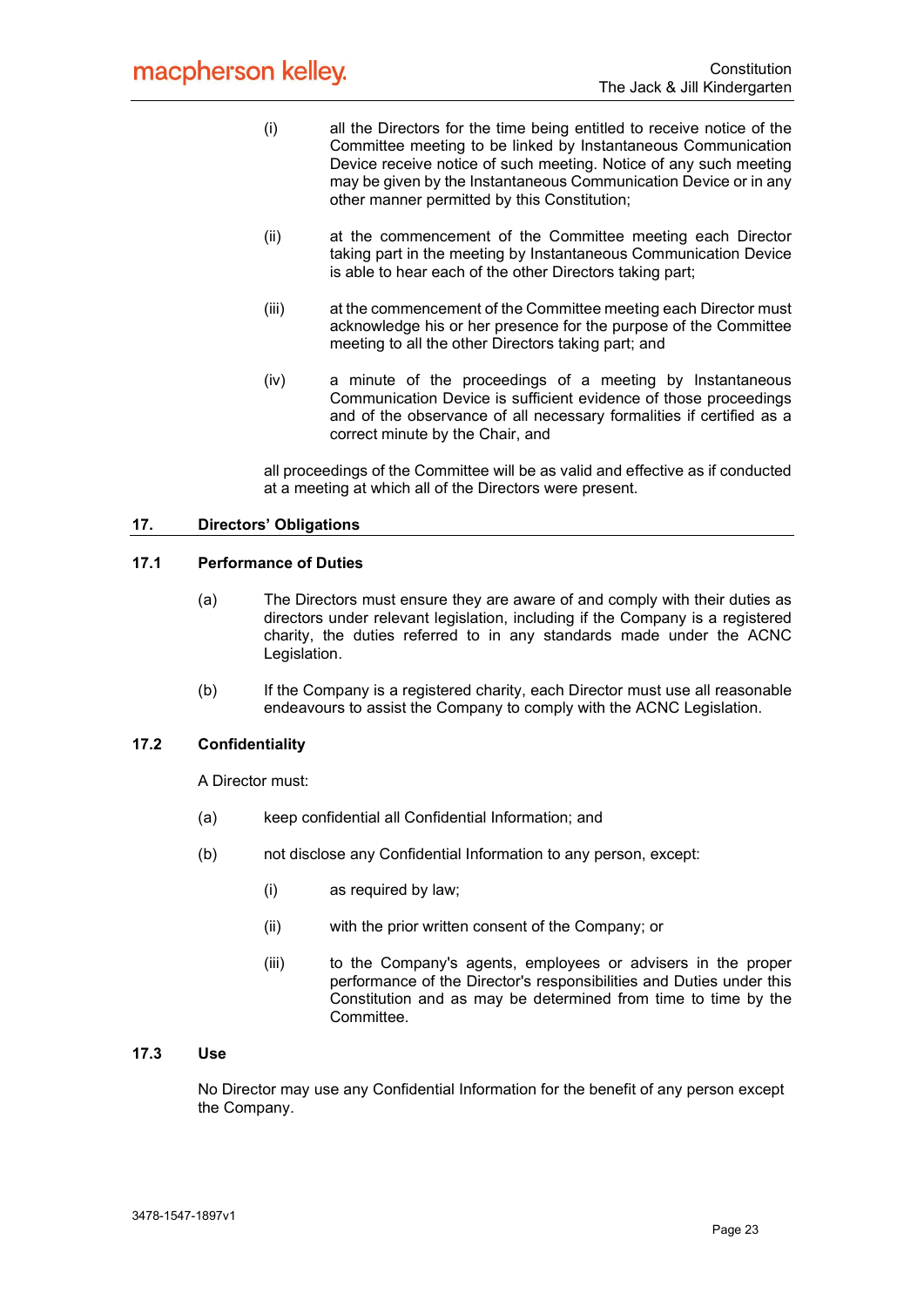(i) all the Directors for the time being entitled to receive notice of the Committee meeting to be linked by Instantaneous Communication Device receive notice of such meeting. Notice of any such meeting may be given by the Instantaneous Communication Device or in any other manner permitted by this Constitution;

(ii) at the commencement of the Committee meeting each Director taking part in the meeting by Instantaneous Communication Device is able to hear each of the other Directors taking part;

(iii) at the commencement of the Committee meeting each Director must acknowledge his or her presence for the purpose of the Committee meeting to all the other Directors taking part; and

(iv) a minute of the proceedings of a meeting by Instantaneous Communication Device is sufficient evidence of those proceedings and of the observance of all necessary formalities if certified as a correct minute by the Chair, and

all proceedings of the Committee will be as valid and effective as if conducted at a meeting at which all of the Directors were present.

## 17. Directors' Obligations

### 17.1 Performance of Duties

(a) The Directors must ensure they are aware of and comply with their duties as directors under relevant legislation, including if the Company is a registered charity, the duties referred to in any standards made under the ACNC Legislation.

(b) If the Company is a registered charity, each Director must use all reasonable endeavours to assist the Company to comply with the ACNC Legislation.

### 17.2 Confidentiality

A Director must:

(a) keep confidential all Confidential Information; and

(b) not disclose any Confidential Information to any person, except:

(i) as required by law;

(ii) with the prior written consent of the Company; or

(iii) to the Company's agents, employees or advisers in the proper performance of the Director's responsibilities and Duties under this Constitution and as may be determined from time to time by the Committee.

### 17.3 Use

No Director may use any Confidential Information for the benefit of any person except the Company.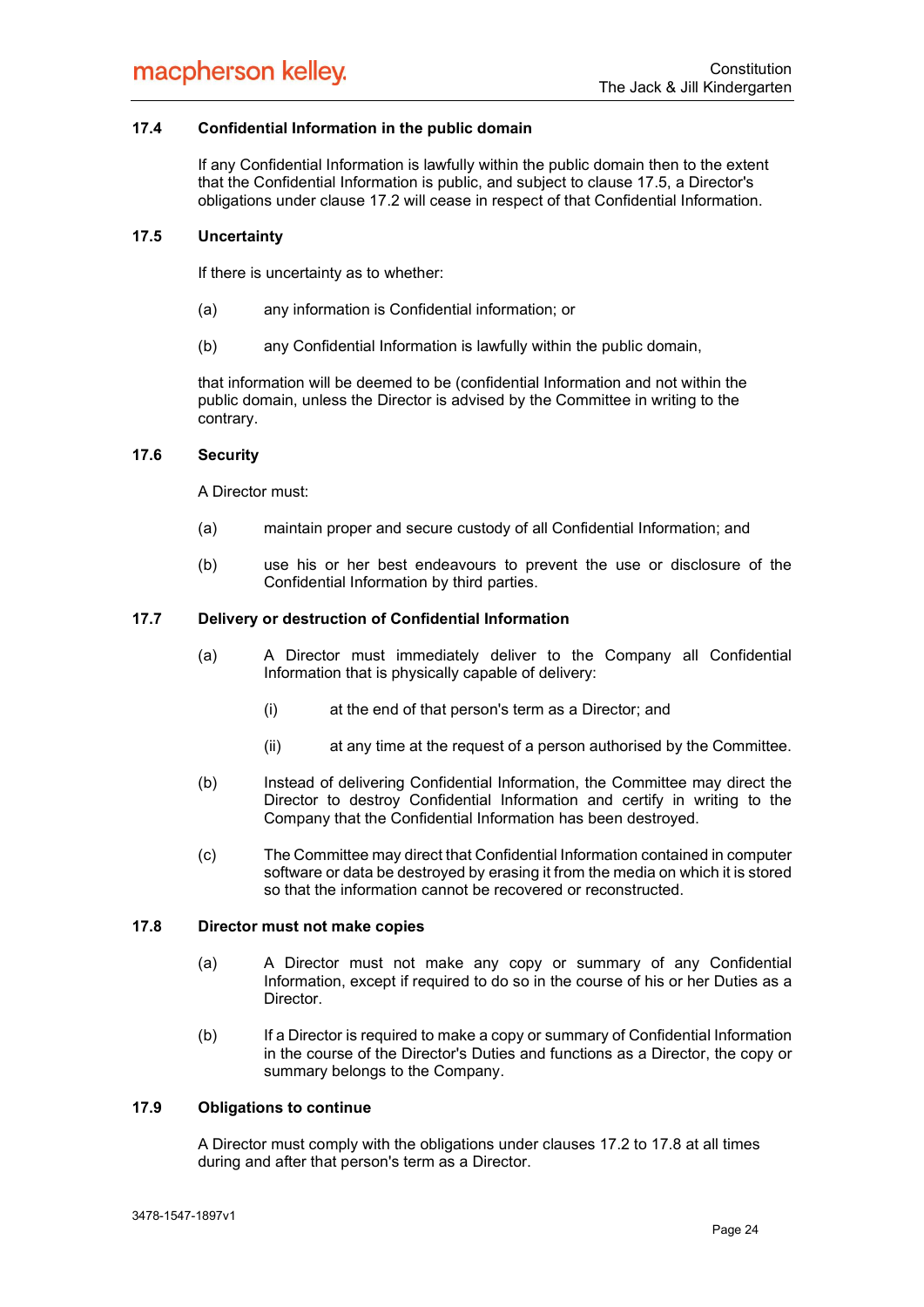### 17.4 Confidential Information in the public domain

If any Confidential Information is lawfully within the public domain then to the extent that the Confidential Information is public, and subject to clause 17.5, a Director's obligations under clause 17.2 will cease in respect of that Confidential Information.

### 17.5 Uncertainty

If there is uncertainty as to whether:

(a) any information is Confidential information; or

(b) any Confidential Information is lawfully within the public domain,

that information will be deemed to be (confidential Information and not within the public domain, unless the Director is advised by the Committee in writing to the contrary.

### 17.6 Security

A Director must:

(a) maintain proper and secure custody of all Confidential Information; and

(b) use his or her best endeavours to prevent the use or disclosure of the Confidential Information by third parties.

### 17.7 Delivery or destruction of Confidential Information

(a) A Director must immediately deliver to the Company all Confidential Information that is physically capable of delivery:

(i) at the end of that person's term as a Director; and

(ii) at any time at the request of a person authorised by the Committee.

(b) Instead of delivering Confidential Information, the Committee may direct the Director to destroy Confidential Information and certify in writing to the Company that the Confidential Information has been destroyed.

(c) The Committee may direct that Confidential Information contained in computer software or data be destroyed by erasing it from the media on which it is stored so that the information cannot be recovered or reconstructed.

### 17.8 Director must not make copies

(a) A Director must not make any copy or summary of any Confidential Information, except if required to do so in the course of his or her Duties as a Director.

(b) If a Director is required to make a copy or summary of Confidential Information in the course of the Director's Duties and functions as a Director, the copy or summary belongs to the Company.

### 17.9 Obligations to continue

A Director must comply with the obligations under clauses 17.2 to 17.8 at all times during and after that person's term as a Director.

3478-1547-1897v1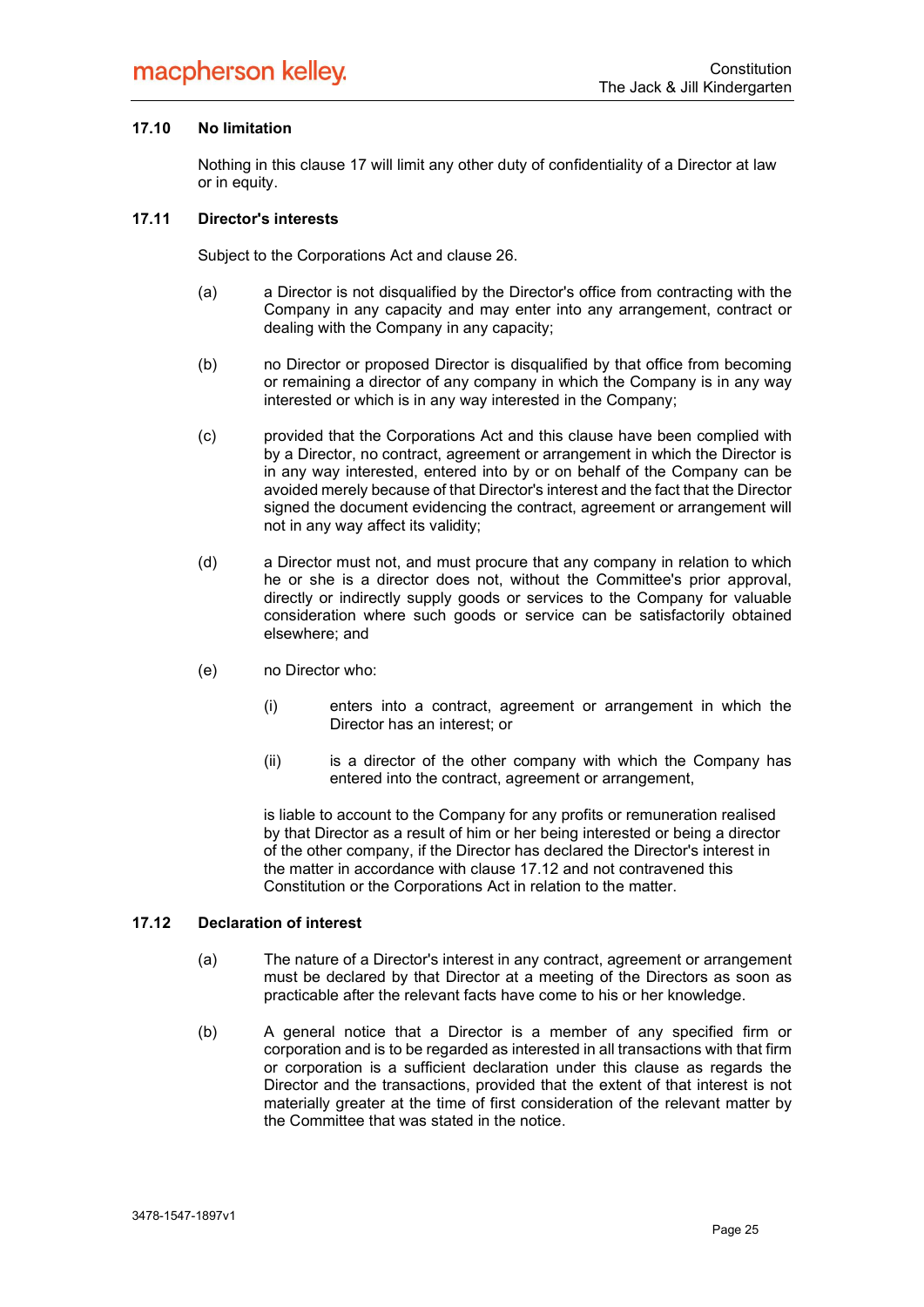### 17.10 No limitation

Nothing in this clause 17 will limit any other duty of confidentiality of a Director at law or in equity.

### 17.11 Director's interests

Subject to the Corporations Act and clause 26.

(a) a Director is not disqualified by the Director's office from contracting with the Company in any capacity and may enter into any arrangement, contract or dealing with the Company in any capacity;

(b) no Director or proposed Director is disqualified by that office from becoming or remaining a director of any company in which the Company is in any way interested or which is in any way interested in the Company;

(c) provided that the Corporations Act and this clause have been complied with by a Director, no contract, agreement or arrangement in which the Director is in any way interested, entered into by or on behalf of the Company can be avoided merely because of that Director's interest and the fact that the Director signed the document evidencing the contract, agreement or arrangement will not in any way affect its validity;

(d) a Director must not, and must procure that any company in relation to which he or she is a director does not, without the Committee's prior approval, directly or indirectly supply goods or services to the Company for valuable consideration where such goods or service can be satisfactorily obtained elsewhere; and

(e) no Director who:

    (i) enters into a contract, agreement or arrangement in which the Director has an interest; or

    (ii) is a director of the other company with which the Company has entered into the contract, agreement or arrangement,

is liable to account to the Company for any profits or remuneration realised by that Director as a result of him or her being interested or being a director of the other company, if the Director has declared the Director's interest in the matter in accordance with clause 17.12 and not contravened this Constitution or the Corporations Act in relation to the matter.

### 17.12 Declaration of interest

(a) The nature of a Director's interest in any contract, agreement or arrangement must be declared by that Director at a meeting of the Directors as soon as practicable after the relevant facts have come to his or her knowledge.

(b) A general notice that a Director is a member of any specified firm or corporation and is to be regarded as interested in all transactions with that firm or corporation is a sufficient declaration under this clause as regards the Director and the transactions, provided that the extent of that interest is not materially greater at the time of first consideration of the relevant matter by the Committee that was stated in the notice.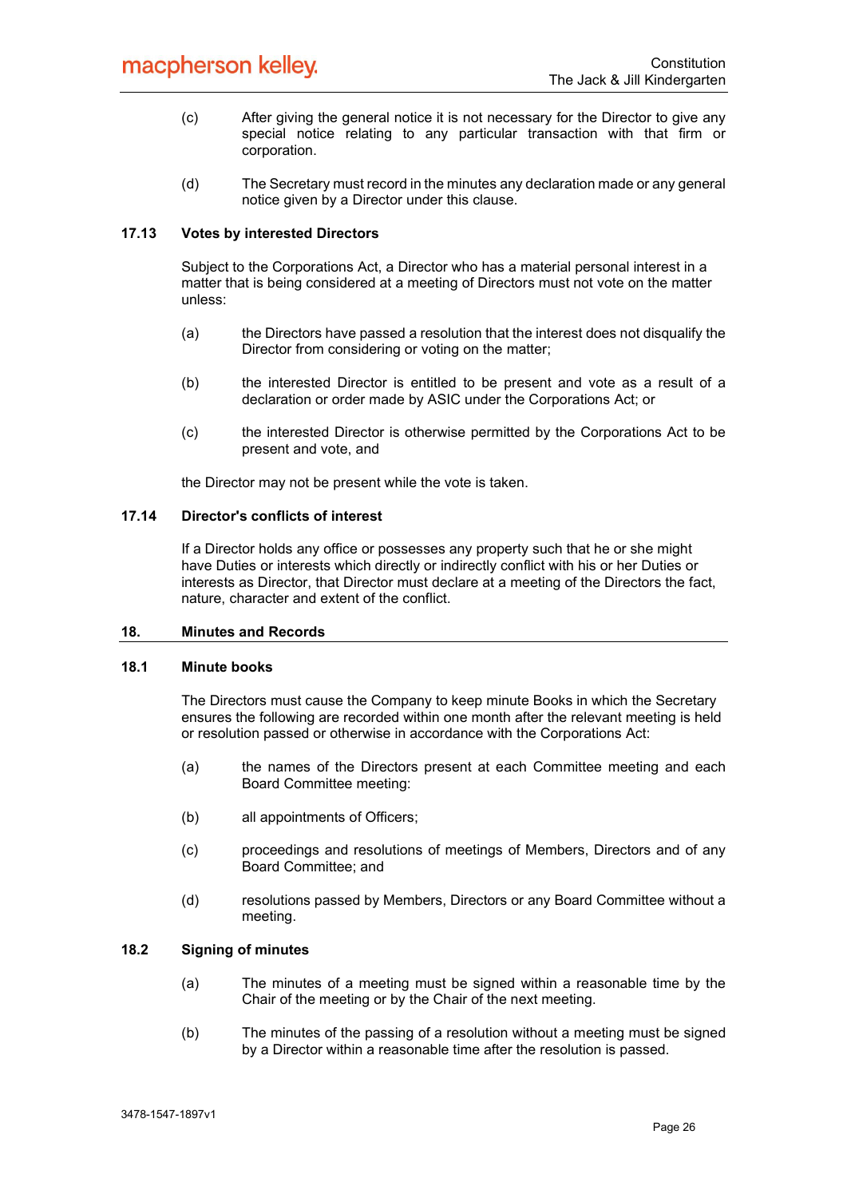(c) After giving the general notice it is not necessary for the Director to give any special notice relating to any particular transaction with that firm or corporation.

(d) The Secretary must record in the minutes any declaration made or any general notice given by a Director under this clause.

### 17.13 Votes by interested Directors

Subject to the Corporations Act, a Director who has a material personal interest in a matter that is being considered at a meeting of Directors must not vote on the matter unless:

(a) the Directors have passed a resolution that the interest does not disqualify the Director from considering or voting on the matter;

(b) the interested Director is entitled to be present and vote as a result of a declaration or order made by ASIC under the Corporations Act; or

(c) the interested Director is otherwise permitted by the Corporations Act to be present and vote, and

the Director may not be present while the vote is taken.

### 17.14 Director's conflicts of interest

If a Director holds any office or possesses any property such that he or she might have Duties or interests which directly or indirectly conflict with his or her Duties or interests as Director, that Director must declare at a meeting of the Directors the fact, nature, character and extent of the conflict.

## 18. Minutes and Records

### 18.1 Minute books

The Directors must cause the Company to keep minute Books in which the Secretary ensures the following are recorded within one month after the relevant meeting is held or resolution passed or otherwise in accordance with the Corporations Act:

(a) the names of the Directors present at each Committee meeting and each Board Committee meeting:

(b) all appointments of Officers;

(c) proceedings and resolutions of meetings of Members, Directors and of any Board Committee; and

(d) resolutions passed by Members, Directors or any Board Committee without a meeting.

### 18.2 Signing of minutes

(a) The minutes of a meeting must be signed within a reasonable time by the Chair of the meeting or by the Chair of the next meeting.

(b) The minutes of the passing of a resolution without a meeting must be signed by a Director within a reasonable time after the resolution is passed.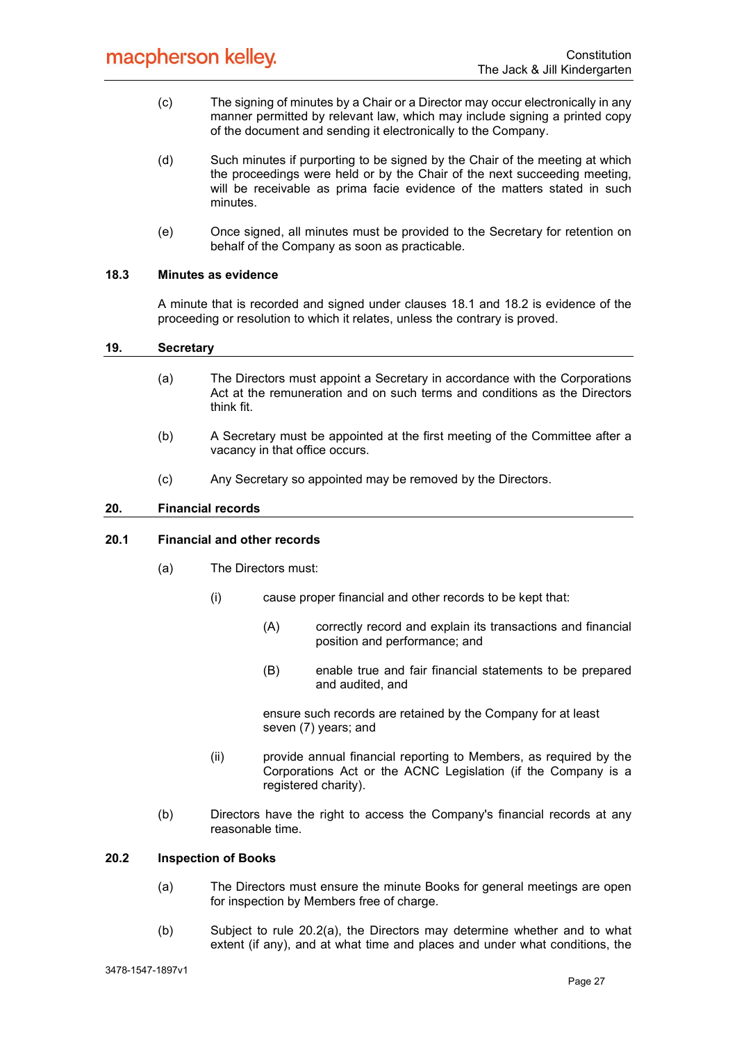(c) The signing of minutes by a Chair or a Director may occur electronically in any manner permitted by relevant law, which may include signing a printed copy of the document and sending it electronically to the Company.

(d) Such minutes if purporting to be signed by the Chair of the meeting at which the proceedings were held or by the Chair of the next succeeding meeting, will be receivable as prima facie evidence of the matters stated in such minutes.

(e) Once signed, all minutes must be provided to the Secretary for retention on behalf of the Company as soon as practicable.

### 18.3 Minutes as evidence

A minute that is recorded and signed under clauses 18.1 and 18.2 is evidence of the proceeding or resolution to which it relates, unless the contrary is proved.

## 19. Secretary

(a) The Directors must appoint a Secretary in accordance with the Corporations Act at the remuneration and on such terms and conditions as the Directors think fit.

(b) A Secretary must be appointed at the first meeting of the Committee after a vacancy in that office occurs.

(c) Any Secretary so appointed may be removed by the Directors.

## 20. Financial records

### 20.1 Financial and other records

(a) The Directors must:

(i) cause proper financial and other records to be kept that:

(A) correctly record and explain its transactions and financial position and performance; and

(B) enable true and fair financial statements to be prepared and audited, and

ensure such records are retained by the Company for at least seven (7) years; and

(ii) provide annual financial reporting to Members, as required by the Corporations Act or the ACNC Legislation (if the Company is a registered charity).

(b) Directors have the right to access the Company's financial records at any reasonable time.

### 20.2 Inspection of Books

(a) The Directors must ensure the minute Books for general meetings are open for inspection by Members free of charge.

(b) Subject to rule 20.2(a), the Directors may determine whether and to what extent (if any), and at what time and places and under what conditions, the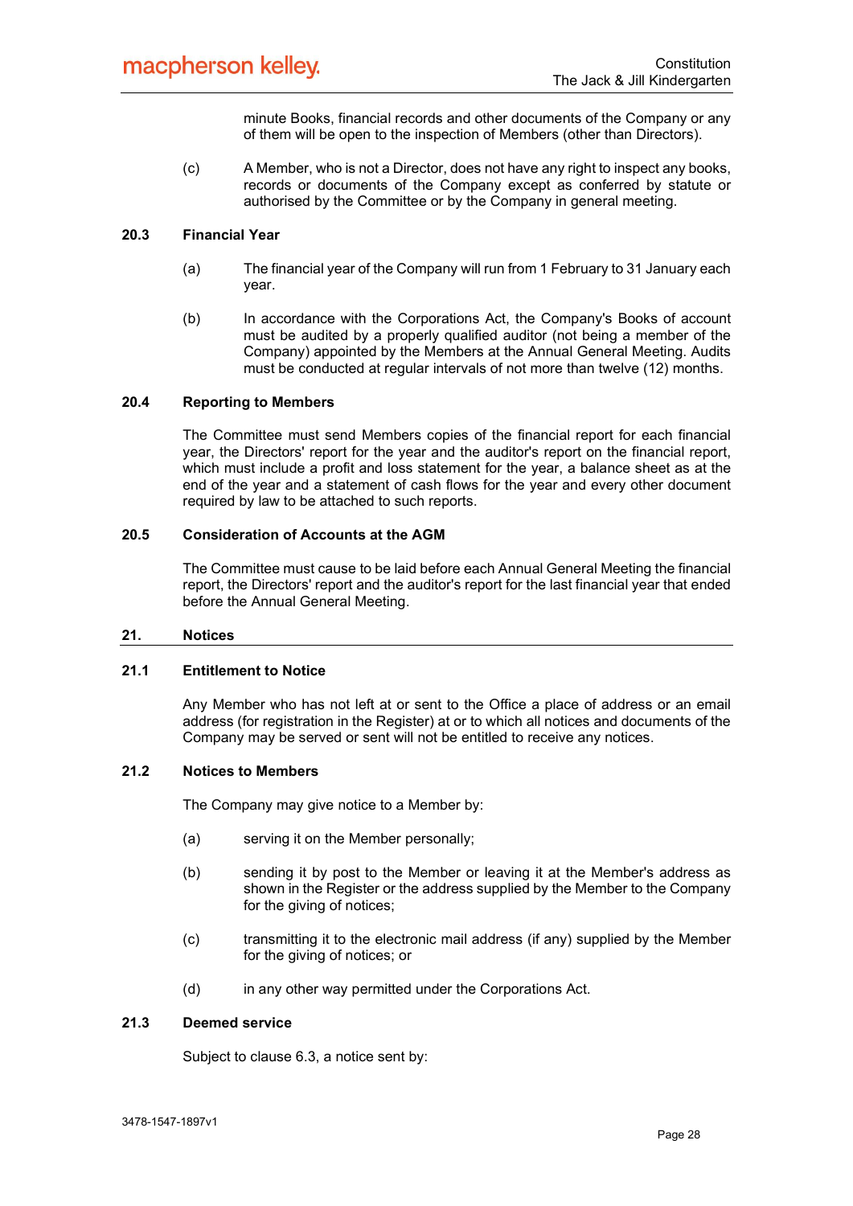minute Books, financial records and other documents of the Company or any of them will be open to the inspection of Members (other than Directors).

(c) A Member, who is not a Director, does not have any right to inspect any books, records or documents of the Company except as conferred by statute or authorised by the Committee or by the Company in general meeting.

### 20.3 Financial Year

(a) The financial year of the Company will run from 1 February to 31 January each year.

(b) In accordance with the Corporations Act, the Company's Books of account must be audited by a properly qualified auditor (not being a member of the Company) appointed by the Members at the Annual General Meeting. Audits must be conducted at regular intervals of not more than twelve (12) months.

### 20.4 Reporting to Members

The Committee must send Members copies of the financial report for each financial year, the Directors' report for the year and the auditor's report on the financial report, which must include a profit and loss statement for the year, a balance sheet as at the end of the year and a statement of cash flows for the year and every other document required by law to be attached to such reports.

### 20.5 Consideration of Accounts at the AGM

The Committee must cause to be laid before each Annual General Meeting the financial report, the Directors' report and the auditor's report for the last financial year that ended before the Annual General Meeting.

## 21. Notices

### 21.1 Entitlement to Notice

Any Member who has not left at or sent to the Office a place of address or an email address (for registration in the Register) at or to which all notices and documents of the Company may be served or sent will not be entitled to receive any notices.

### 21.2 Notices to Members

The Company may give notice to a Member by:

(a) serving it on the Member personally;

(b) sending it by post to the Member or leaving it at the Member's address as shown in the Register or the address supplied by the Member to the Company for the giving of notices;

(c) transmitting it to the electronic mail address (if any) supplied by the Member for the giving of notices; or

(d) in any other way permitted under the Corporations Act.

### 21.3 Deemed service

Subject to clause 6.3, a notice sent by: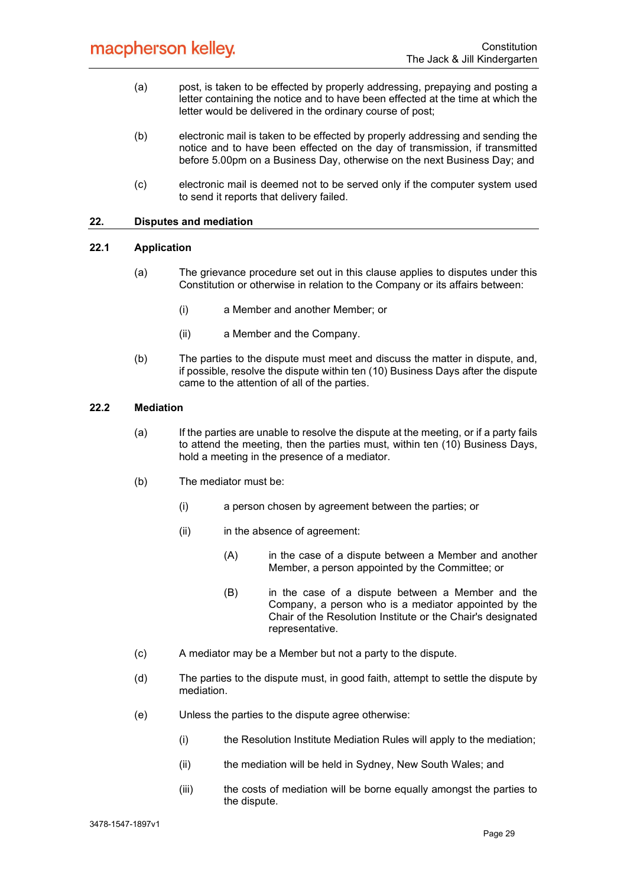(a) post, is taken to be effected by properly addressing, prepaying and posting a letter containing the notice and to have been effected at the time at which the letter would be delivered in the ordinary course of post;

(b) electronic mail is taken to be effected by properly addressing and sending the notice and to have been effected on the day of transmission, if transmitted before 5.00pm on a Business Day, otherwise on the next Business Day; and

(c) electronic mail is deemed not to be served only if the computer system used to send it reports that delivery failed.

## 22. Disputes and mediation

### 22.1 Application

(a) The grievance procedure set out in this clause applies to disputes under this Constitution or otherwise in relation to the Company or its affairs between:

(i) a Member and another Member; or

(ii) a Member and the Company.

(b) The parties to the dispute must meet and discuss the matter in dispute, and, if possible, resolve the dispute within ten (10) Business Days after the dispute came to the attention of all of the parties.

### 22.2 Mediation

(a) If the parties are unable to resolve the dispute at the meeting, or if a party fails to attend the meeting, then the parties must, within ten (10) Business Days, hold a meeting in the presence of a mediator.

(b) The mediator must be:

(i) a person chosen by agreement between the parties; or

(ii) in the absence of agreement:

(A) in the case of a dispute between a Member and another Member, a person appointed by the Committee; or

(B) in the case of a dispute between a Member and the Company, a person who is a mediator appointed by the Chair of the Resolution Institute or the Chair's designated representative.

(c) A mediator may be a Member but not a party to the dispute.

(d) The parties to the dispute must, in good faith, attempt to settle the dispute by mediation.

(e) Unless the parties to the dispute agree otherwise:

(i) the Resolution Institute Mediation Rules will apply to the mediation;

(ii) the mediation will be held in Sydney, New South Wales; and

(iii) the costs of mediation will be borne equally amongst the parties to the dispute.

3478-1547-1897v1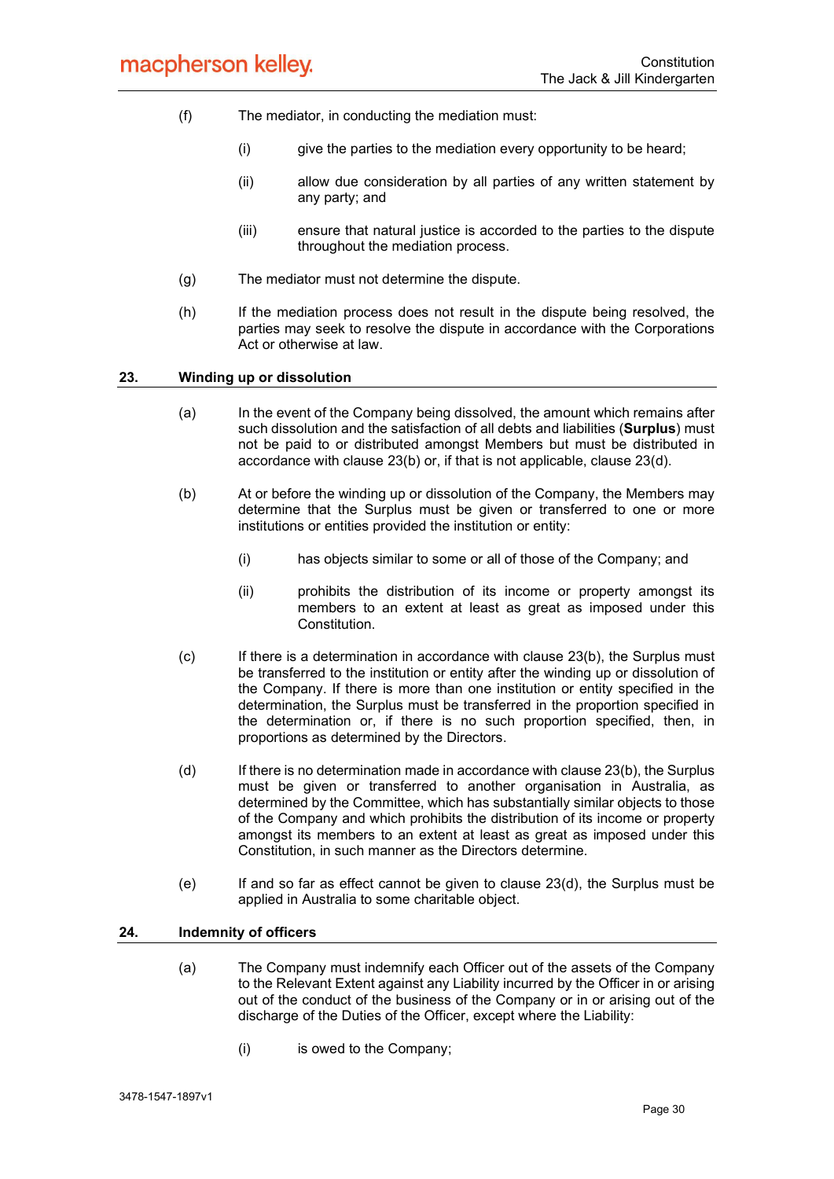(f) The mediator, in conducting the mediation must:

(i) give the parties to the mediation every opportunity to be heard;

(ii) allow due consideration by all parties of any written statement by any party; and

(iii) ensure that natural justice is accorded to the parties to the dispute throughout the mediation process.

(g) The mediator must not determine the dispute.

(h) If the mediation process does not result in the dispute being resolved, the parties may seek to resolve the dispute in accordance with the Corporations Act or otherwise at law.

## 23. Winding up or dissolution

(a) In the event of the Company being dissolved, the amount which remains after such dissolution and the satisfaction of all debts and liabilities (**Surplus**) must not be paid to or distributed amongst Members but must be distributed in accordance with clause 23(b) or, if that is not applicable, clause 23(d).

(b) At or before the winding up or dissolution of the Company, the Members may determine that the Surplus must be given or transferred to one or more institutions or entities provided the institution or entity:

(i) has objects similar to some or all of those of the Company; and

(ii) prohibits the distribution of its income or property amongst its members to an extent at least as great as imposed under this Constitution.

(c) If there is a determination in accordance with clause 23(b), the Surplus must be transferred to the institution or entity after the winding up or dissolution of the Company. If there is more than one institution or entity specified in the determination, the Surplus must be transferred in the proportion specified in the determination or, if there is no such proportion specified, then, in proportions as determined by the Directors.

(d) If there is no determination made in accordance with clause 23(b), the Surplus must be given or transferred to another organisation in Australia, as determined by the Committee, which has substantially similar objects to those of the Company and which prohibits the distribution of its income or property amongst its members to an extent at least as great as imposed under this Constitution, in such manner as the Directors determine.

(e) If and so far as effect cannot be given to clause 23(d), the Surplus must be applied in Australia to some charitable object.

## 24. Indemnity of officers

(a) The Company must indemnify each Officer out of the assets of the Company to the Relevant Extent against any Liability incurred by the Officer in or arising out of the conduct of the business of the Company or in or arising out of the discharge of the Duties of the Officer, except where the Liability:

(i) is owed to the Company;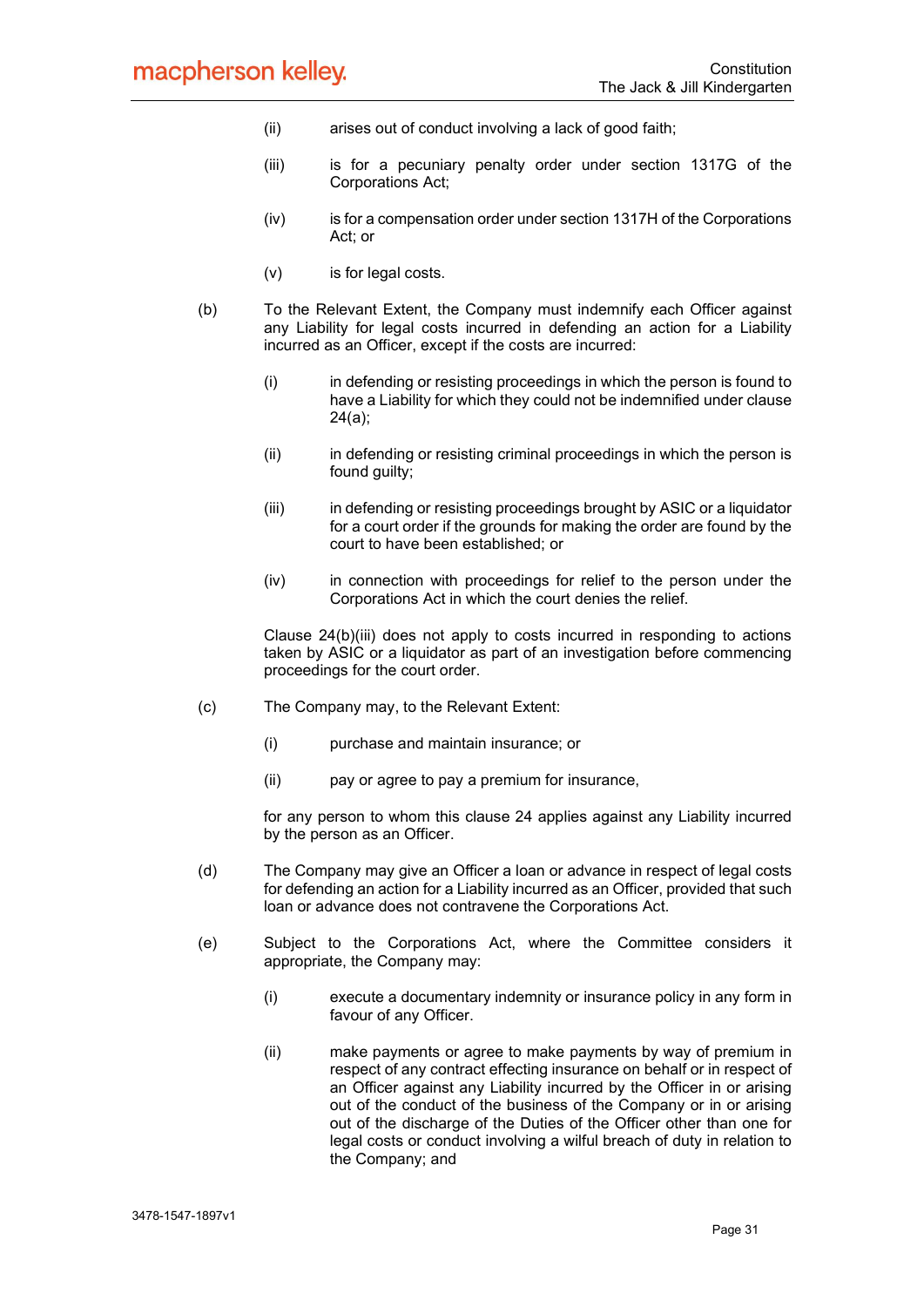(ii) arises out of conduct involving a lack of good faith;

(iii) is for a pecuniary penalty order under section 1317G of the Corporations Act;

(iv) is for a compensation order under section 1317H of the Corporations Act; or

(v) is for legal costs.

(b) To the Relevant Extent, the Company must indemnify each Officer against any Liability for legal costs incurred in defending an action for a Liability incurred as an Officer, except if the costs are incurred:

(i) in defending or resisting proceedings in which the person is found to have a Liability for which they could not be indemnified under clause 24(a);

(ii) in defending or resisting criminal proceedings in which the person is found guilty;

(iii) in defending or resisting proceedings brought by ASIC or a liquidator for a court order if the grounds for making the order are found by the court to have been established; or

(iv) in connection with proceedings for relief to the person under the Corporations Act in which the court denies the relief.

Clause 24(b)(iii) does not apply to costs incurred in responding to actions taken by ASIC or a liquidator as part of an investigation before commencing proceedings for the court order.

(c) The Company may, to the Relevant Extent:

(i) purchase and maintain insurance; or

(ii) pay or agree to pay a premium for insurance,

for any person to whom this clause 24 applies against any Liability incurred by the person as an Officer.

(d) The Company may give an Officer a loan or advance in respect of legal costs for defending an action for a Liability incurred as an Officer, provided that such loan or advance does not contravene the Corporations Act.

(e) Subject to the Corporations Act, where the Committee considers it appropriate, the Company may:

(i) execute a documentary indemnity or insurance policy in any form in favour of any Officer.

(ii) make payments or agree to make payments by way of premium in respect of any contract effecting insurance on behalf or in respect of an Officer against any Liability incurred by the Officer in or arising out of the conduct of the business of the Company or in or arising out of the discharge of the Duties of the Officer other than one for legal costs or conduct involving a wilful breach of duty in relation to the Company; and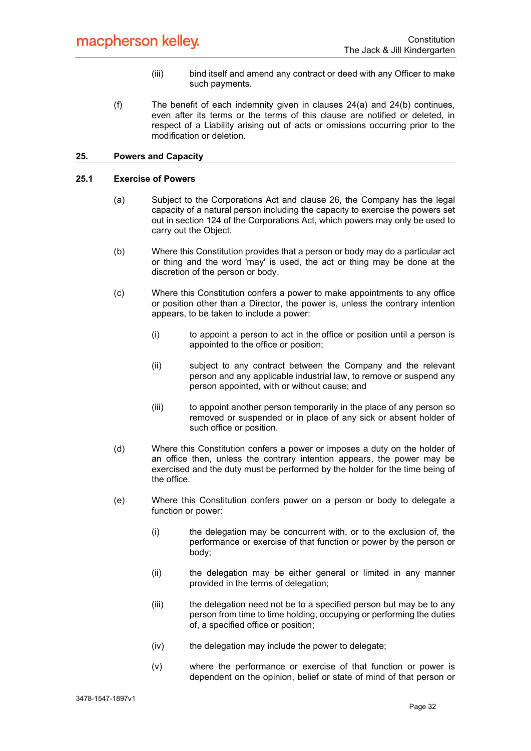(iii) bind itself and amend any contract or deed with any Officer to make such payments.

(f) The benefit of each indemnity given in clauses 24(a) and 24(b) continues, even after its terms or the terms of this clause are notified or deleted, in respect of a Liability arising out of acts or omissions occurring prior to the modification or deletion.

## 25. Powers and Capacity

### 25.1 Exercise of Powers

(a) Subject to the Corporations Act and clause 26, the Company has the legal capacity of a natural person including the capacity to exercise the powers set out in section 124 of the Corporations Act, which powers may only be used to carry out the Object.

(b) Where this Constitution provides that a person or body may do a particular act or thing and the word 'may' is used, the act or thing may be done at the discretion of the person or body.

(c) Where this Constitution confers a power to make appointments to any office or position other than a Director, the power is, unless the contrary intention appears, to be taken to include a power:

- (i) to appoint a person to act in the office or position until a person is appointed to the office or position;
- (ii) subject to any contract between the Company and the relevant person and any applicable industrial law, to remove or suspend any person appointed, with or without cause; and
- (iii) to appoint another person temporarily in the place of any person so removed or suspended or in place of any sick or absent holder of such office or position.

(d) Where this Constitution confers a power or imposes a duty on the holder of an office then, unless the contrary intention appears, the power may be exercised and the duty must be performed by the holder for the time being of the office.

(e) Where this Constitution confers power on a person or body to delegate a function or power:

- (i) the delegation may be concurrent with, or to the exclusion of, the performance or exercise of that function or power by the person or body;
- (ii) the delegation may be either general or limited in any manner provided in the terms of delegation;
- (iii) the delegation need not be to a specified person but may be to any person from time to time holding, occupying or performing the duties of, a specified office or position;
- (iv) the delegation may include the power to delegate;
- (v) where the performance or exercise of that function or power is dependent on the opinion, belief or state of mind of that person or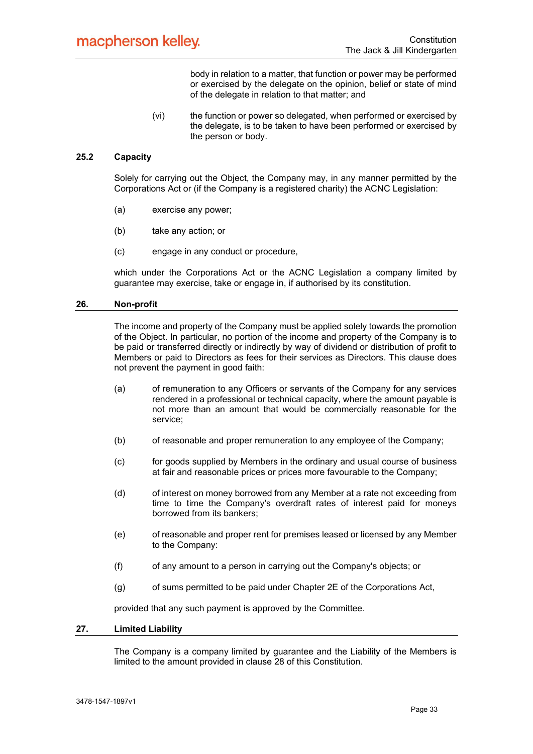body in relation to a matter, that function or power may be performed or exercised by the delegate on the opinion, belief or state of mind of the delegate in relation to that matter; and

(vi) the function or power so delegated, when performed or exercised by the delegate, is to be taken to have been performed or exercised by the person or body.

### 25.2 Capacity

Solely for carrying out the Object, the Company may, in any manner permitted by the Corporations Act or (if the Company is a registered charity) the ACNC Legislation:

(a) exercise any power;

(b) take any action; or

(c) engage in any conduct or procedure,

which under the Corporations Act or the ACNC Legislation a company limited by guarantee may exercise, take or engage in, if authorised by its constitution.

## 26. Non-profit

The income and property of the Company must be applied solely towards the promotion of the Object. In particular, no portion of the income and property of the Company is to be paid or transferred directly or indirectly by way of dividend or distribution of profit to Members or paid to Directors as fees for their services as Directors. This clause does not prevent the payment in good faith:

(a) of remuneration to any Officers or servants of the Company for any services rendered in a professional or technical capacity, where the amount payable is not more than an amount that would be commercially reasonable for the service;

(b) of reasonable and proper remuneration to any employee of the Company;

(c) for goods supplied by Members in the ordinary and usual course of business at fair and reasonable prices or prices more favourable to the Company;

(d) of interest on money borrowed from any Member at a rate not exceeding from time to time the Company's overdraft rates of interest paid for moneys borrowed from its bankers;

(e) of reasonable and proper rent for premises leased or licensed by any Member to the Company:

(f) of any amount to a person in carrying out the Company's objects; or

(g) of sums permitted to be paid under Chapter 2E of the Corporations Act,

provided that any such payment is approved by the Committee.

## 27. Limited Liability

The Company is a company limited by guarantee and the Liability of the Members is limited to the amount provided in clause 28 of this Constitution.

3478-1547-1897v1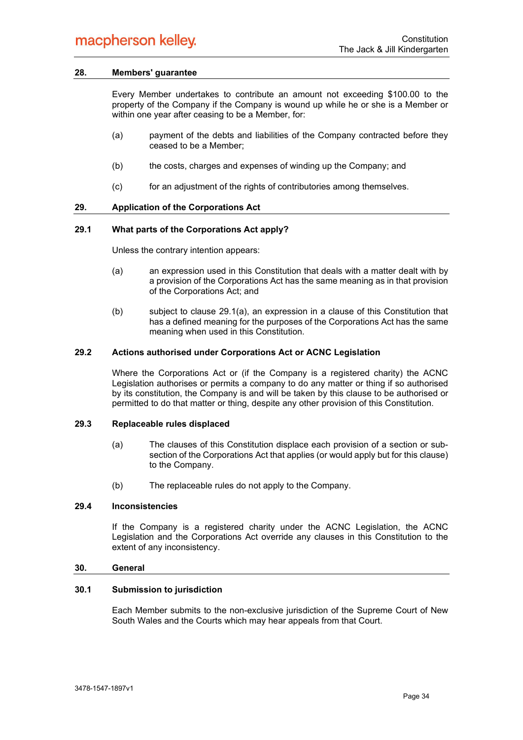## 28. Members' guarantee

Every Member undertakes to contribute an amount not exceeding $100.00 to the property of the Company if the Company is wound up while he or she is a Member or within one year after ceasing to be a Member, for:

(a) payment of the debts and liabilities of the Company contracted before they ceased to be a Member;

(b) the costs, charges and expenses of winding up the Company; and

(c) for an adjustment of the rights of contributories among themselves.

## 29. Application of the Corporations Act

### 29.1 What parts of the Corporations Act apply?

Unless the contrary intention appears:

(a) an expression used in this Constitution that deals with a matter dealt with by a provision of the Corporations Act has the same meaning as in that provision of the Corporations Act; and

(b) subject to clause 29.1(a), an expression in a clause of this Constitution that has a defined meaning for the purposes of the Corporations Act has the same meaning when used in this Constitution.

### 29.2 Actions authorised under Corporations Act or ACNC Legislation

Where the Corporations Act or (if the Company is a registered charity) the ACNC Legislation authorises or permits a company to do any matter or thing if so authorised by its constitution, the Company is and will be taken by this clause to be authorised or permitted to do that matter or thing, despite any other provision of this Constitution.

### 29.3 Replaceable rules displaced

(a) The clauses of this Constitution displace each provision of a section or sub-section of the Corporations Act that applies (or would apply but for this clause) to the Company.

(b) The replaceable rules do not apply to the Company.

### 29.4 Inconsistencies

If the Company is a registered charity under the ACNC Legislation, the ACNC Legislation and the Corporations Act override any clauses in this Constitution to the extent of any inconsistency.

## 30. General

### 30.1 Submission to jurisdiction

Each Member submits to the non-exclusive jurisdiction of the Supreme Court of New South Wales and the Courts which may hear appeals from that Court.

3478-1547-1897v1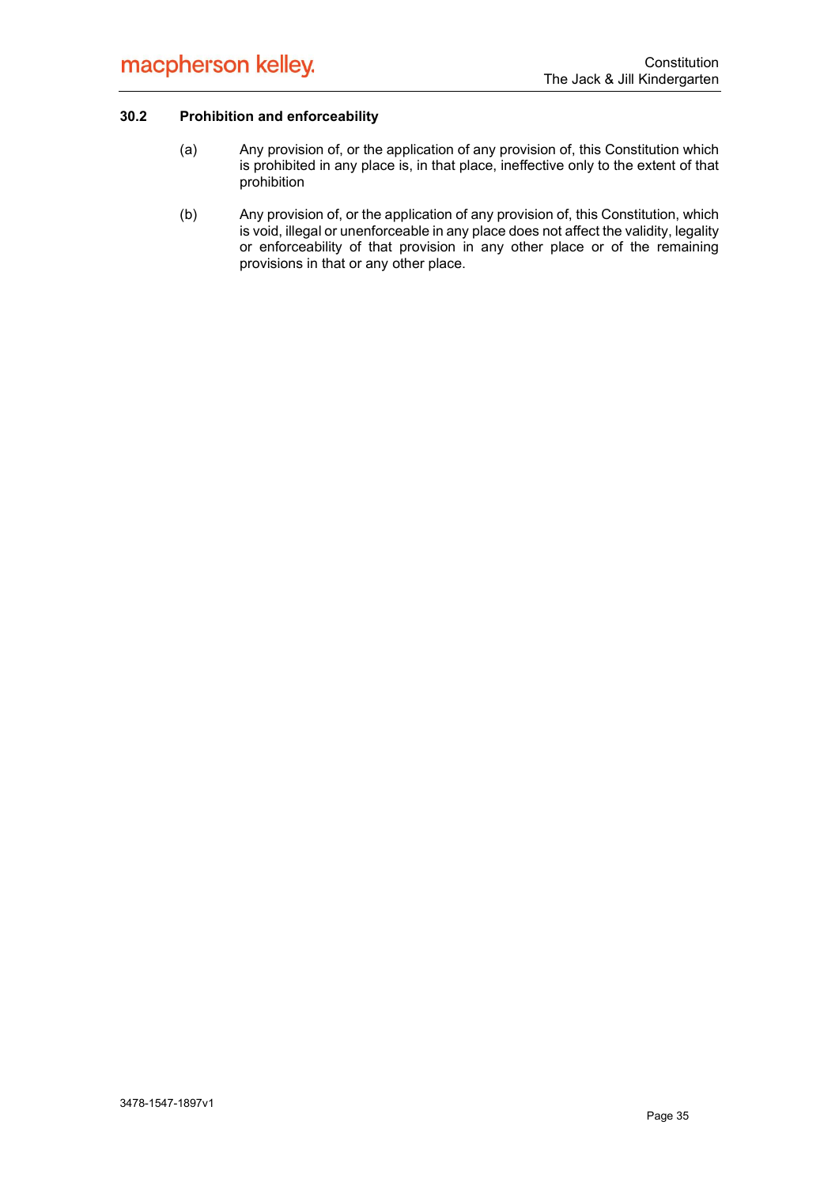### 30.2 Prohibition and enforceability

(a) Any provision of, or the application of any provision of, this Constitution which is prohibited in any place is, in that place, ineffective only to the extent of that prohibition

(b) Any provision of, or the application of any provision of, this Constitution, which is void, illegal or unenforceable in any place does not affect the validity, legality or enforceability of that provision in any other place or of the remaining provisions in that or any other place.

3478-1547-1897v1